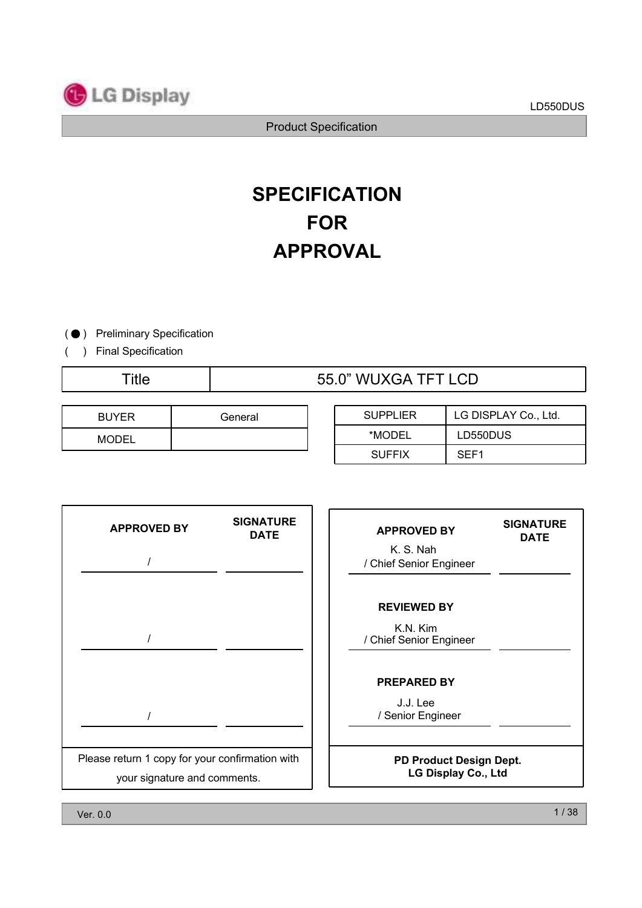# SPECIFICATION FOR APPROVAL

( ● ) Preliminary Specification

(    ) Final Specification

| Title | 55.0" WXGA TFT LCD |
|---|---|

| BUYER | General |
|---|---|
| MODEL | |

| SUPPLIER | LG DISPLAY Co., Ltd. |
|---|---|
| *MODEL | LD550DUS |
| SUFFIX | SEF1 |

| APPROVED BY | SIGNATURE DATE |
|---|---|
| / | |
| / | |
| / | |

Please return 1 copy for your confirmation with your signature and comments.

| APPROVED BY | SIGNATURE DATE |
|---|---|
| K. S. Nah / Chief Senior Engineer | |
| **REVIEWED BY** | |
| K.N. Kim / Chief Senior Engineer | |
| **PREPARED BY** | |
| J.J. Lee / Senior Engineer | |

**PD Product Design Dept.**
**LG Display Co., Ltd**

Ver. 0.0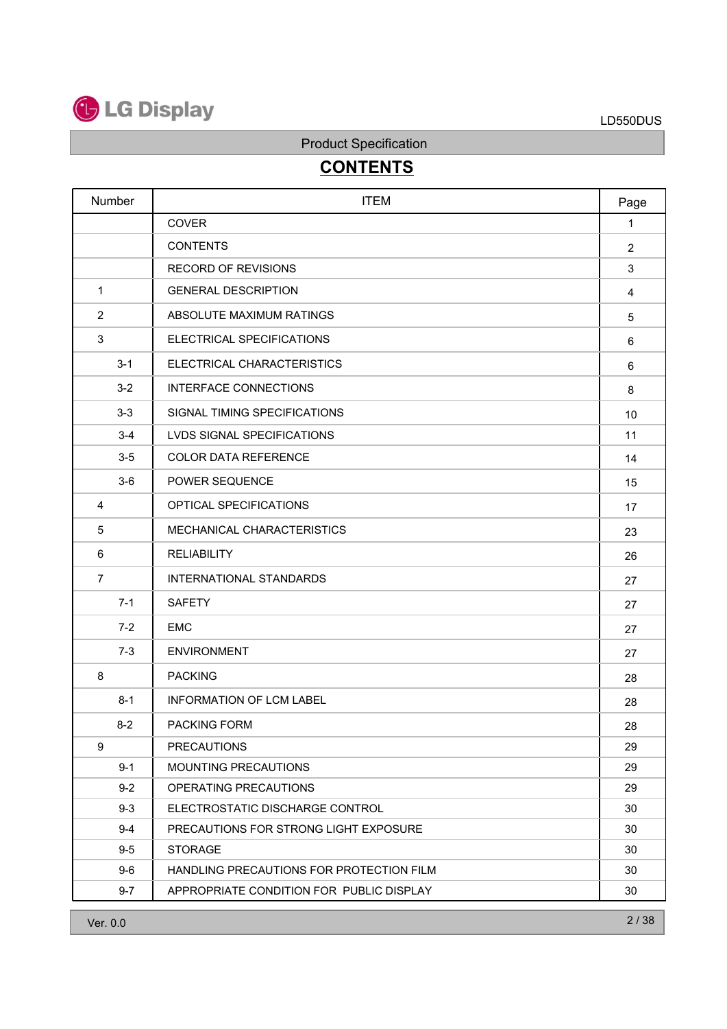Product Specification

# CONTENTS

| Number | ITEM | Page |
|---|---|---|
| | COVER | 1 |
| | CONTENTS | 2 |
| | RECORD OF REVISIONS | 3 |
| 1 | GENERAL DESCRIPTION | 4 |
| 2 | ABSOLUTE MAXIMUM RATINGS | 5 |
| 3 | ELECTRICAL SPECIFICATIONS | 6 |
| 3-1 | ELECTRICAL CHARACTERISTICS | 6 |
| 3-2 | INTERFACE CONNECTIONS | 8 |
| 3-3 | SIGNAL TIMING SPECIFICATIONS | 10 |
| 3-4 | LVDS SIGNAL SPECIFICATIONS | 11 |
| 3-5 | COLOR DATA REFERENCE | 14 |
| 3-6 | POWER SEQUENCE | 15 |
| 4 | OPTICAL SPECIFICATIONS | 17 |
| 5 | MECHANICAL CHARACTERISTICS | 23 |
| 6 | RELIABILITY | 26 |
| 7 | INTERNATIONAL STANDARDS | 27 |
| 7-1 | SAFETY | 27 |
| 7-2 | EMC | 27 |
| 7-3 | ENVIRONMENT | 27 |
| 8 | PACKING | 28 |
| 8-1 | INFORMATION OF LCM LABEL | 28 |
| 8-2 | PACKING FORM | 28 |
| 9 | PRECAUTIONS | 29 |
| 9-1 | MOUNTING PRECAUTIONS | 29 |
| 9-2 | OPERATING PRECAUTIONS | 29 |
| 9-3 | ELECTROSTATIC DISCHARGE CONTROL | 30 |
| 9-4 | PRECAUTIONS FOR STRONG LIGHT EXPOSURE | 30 |
| 9-5 | STORAGE | 30 |
| 9-6 | HANDLING PRECAUTIONS FOR PROTECTION FILM | 30 |
| 9-7 | APPROPRIATE CONDITION FOR PUBLIC DISPLAY | 30 |

Ver. 0.0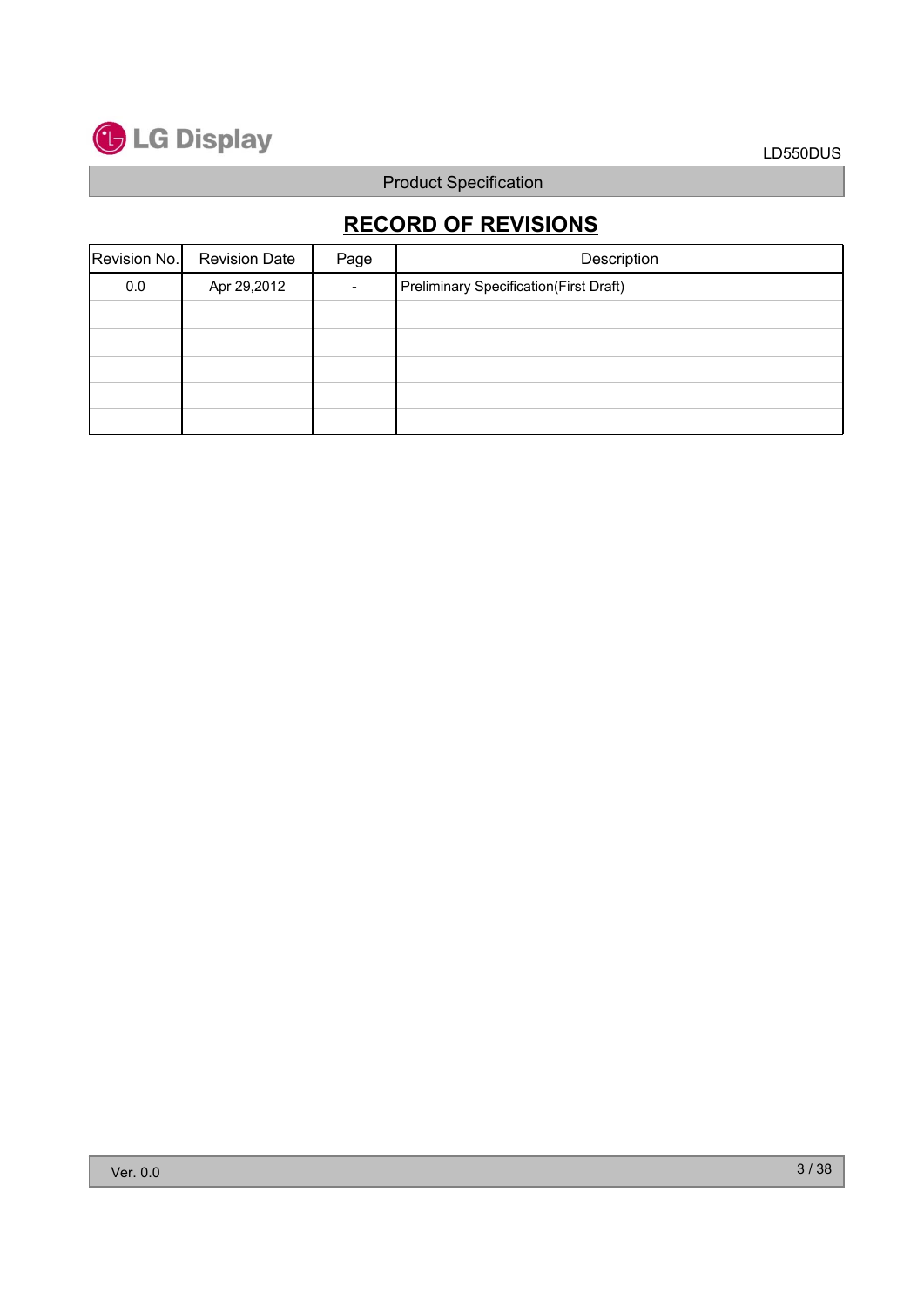# RECORD OF REVISIONS

| Revision No. | Revision Date | Page | Description |
|---|---|---|---|
| 0.0 | Apr 29,2012 | - | Preliminary Specification(First Draft) |
| | | | |
| | | | |
| | | | |
| | | | |
| | | | |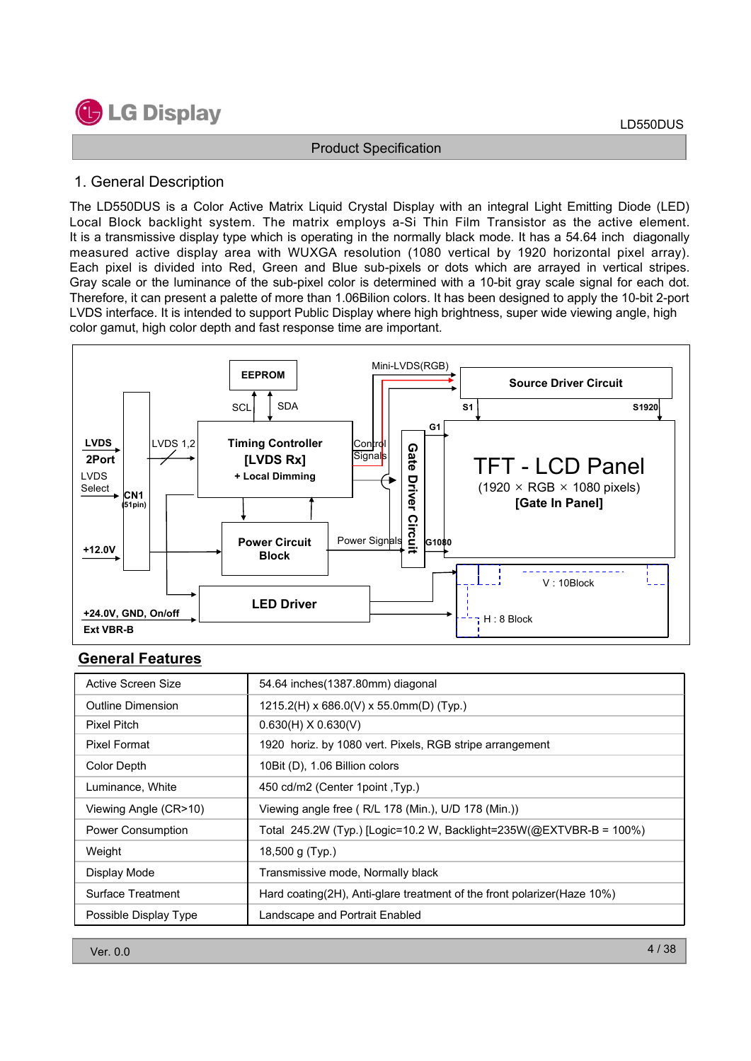# 1. General Description

The LD550DUS is a Color Active Matrix Liquid Crystal Display with an integral Light Emitting Diode (LED) Local Block backlight system. The matrix employs a-Si Thin Film Transistor as the active element. It is a transmissive display type which is operating in the normally black mode. It has a 54.64 inch diagonally measured active display area with WUXGA resolution (1080 vertical by 1920 horizontal pixel array). Each pixel is divided into Red, Green and Blue sub-pixels or dots which are arrayed in vertical stripes. Gray scale or the luminance of the sub-pixel color is determined with a 10-bit gray scale signal for each dot. Therefore, it can present a palette of more than 1.06Bilion colors. It has been designed to apply the 10-bit 2-port LVDS interface. It is intended to support Public Display where high brightness, super wide viewing angle, high color gamut, high color depth and fast response time are important.

LVDS 2Port
LVDS Select
CN1 (51pin)
LVDS 1,2
+12.0V
+24.0V, GND, On/off
Ext VBR-B
EEPROM
SCL
SDA
Timing Controller [LVDS Rx] + Local Dimming
Power Circuit Block
LED Driver
Mini-LVDS(RGB)
Control Signals
Power Signals
Source Driver Circuit
S1
S1920
G1
G1080
Gate Driver Circuit
TFT - LCD Panel (1920 × RGB × 1080 pixels) [Gate In Panel]
V : 10Block
H : 8 Block

## General Features

| | |
|---|---|
| Active Screen Size | 54.64 inches(1387.80mm) diagonal |
| Outline Dimension | 1215.2(H) x 686.0(V) x 55.0mm(D) (Typ.) |
| Pixel Pitch | 0.630(H) X 0.630(V) |
| Pixel Format | 1920 horiz. by 1080 vert. Pixels, RGB stripe arrangement |
| Color Depth | 10Bit (D), 1.06 Billion colors |
| Luminance, White | 450 cd/m2 (Center 1point ,Typ.) |
| Viewing Angle (CR>10) | Viewing angle free ( R/L 178 (Min.), U/D 178 (Min.)) |
| Power Consumption | Total 245.2W (Typ.) [Logic=10.2 W, Backlight=235W(@EXTVBR-B = 100%) |
| Weight | 18,500 g (Typ.) |
| Display Mode | Transmissive mode, Normally black |
| Surface Treatment | Hard coating(2H), Anti-glare treatment of the front polarizer(Haze 10%) |
| Possible Display Type | Landscape and Portrait Enabled |

Ver. 0.0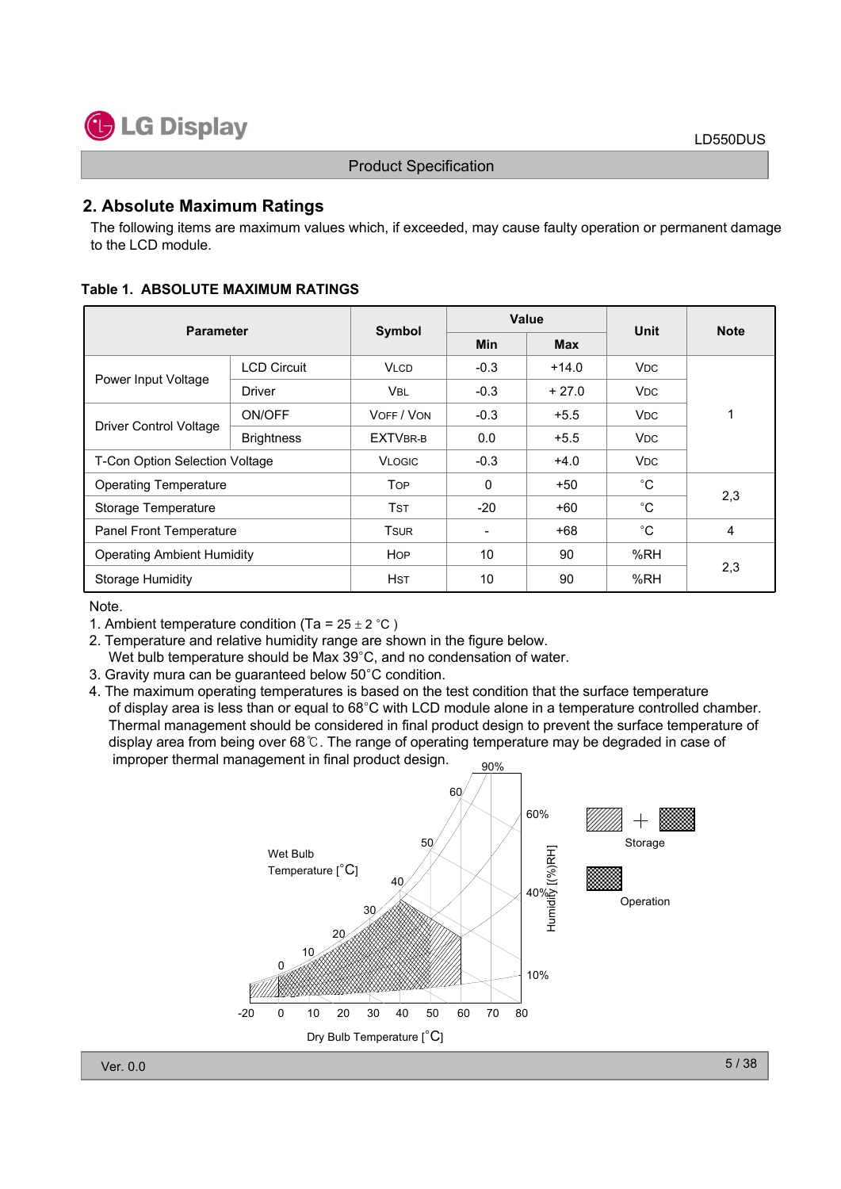## 2. Absolute Maximum Ratings

The following items are maximum values which, if exceeded, may cause faulty operation or permanent damage to the LCD module.

**Table 1. ABSOLUTE MAXIMUM RATINGS**

| Parameter | | Symbol | Value | | Unit | Note |
|---|---|---|---|---|---|---|
| | | | Min | Max | | |
| Power Input Voltage | LCD Circuit | VLCD | -0.3 | +14.0 | VDC | 1 |
| | Driver | VBL | -0.3 | + 27.0 | VDC | |
| Driver Control Voltage | ON/OFF | VOFF / VON | -0.3 | +5.5 | VDC | |
| | Brightness | EXTVBR-B | 0.0 | +5.5 | VDC | |
| T-Con Option Selection Voltage | | VLOGIC | -0.3 | +4.0 | VDC | |
| Operating Temperature | | TOP | 0 | +50 | °C | 2,3 |
| Storage Temperature | | TST | -20 | +60 | °C | |
| Panel Front Temperature | | TSUR | - | +68 | °C | 4 |
| Operating Ambient Humidity | | HOP | 10 | 90 | %RH | 2,3 |
| Storage Humidity | | HST | 10 | 90 | %RH | |

Note.

1. Ambient temperature condition (Ta = 25 ± 2 °C )
2. Temperature and relative humidity range are shown in the figure below.
   Wet bulb temperature should be Max 39°C, and no condensation of water.
3. Gravity mura can be guaranteed below 50°C condition.
4. The maximum operating temperatures is based on the test condition that the surface temperature of display area is less than or equal to 68°C with LCD module alone in a temperature controlled chamber. Thermal management should be considered in final product design to prevent the surface temperature of display area from being over 68℃. The range of operating temperature may be degraded in case of improper thermal management in final product design.

Wet Bulb Temperature [°C]: 0, 10, 20, 30, 40, 50, 60

Humidity [(%)RH]: 10%, 40%, 60%, 90%

Dry Bulb Temperature [°C]: -20, 0, 10, 20, 30, 40, 50, 60, 70, 80

Storage / Operation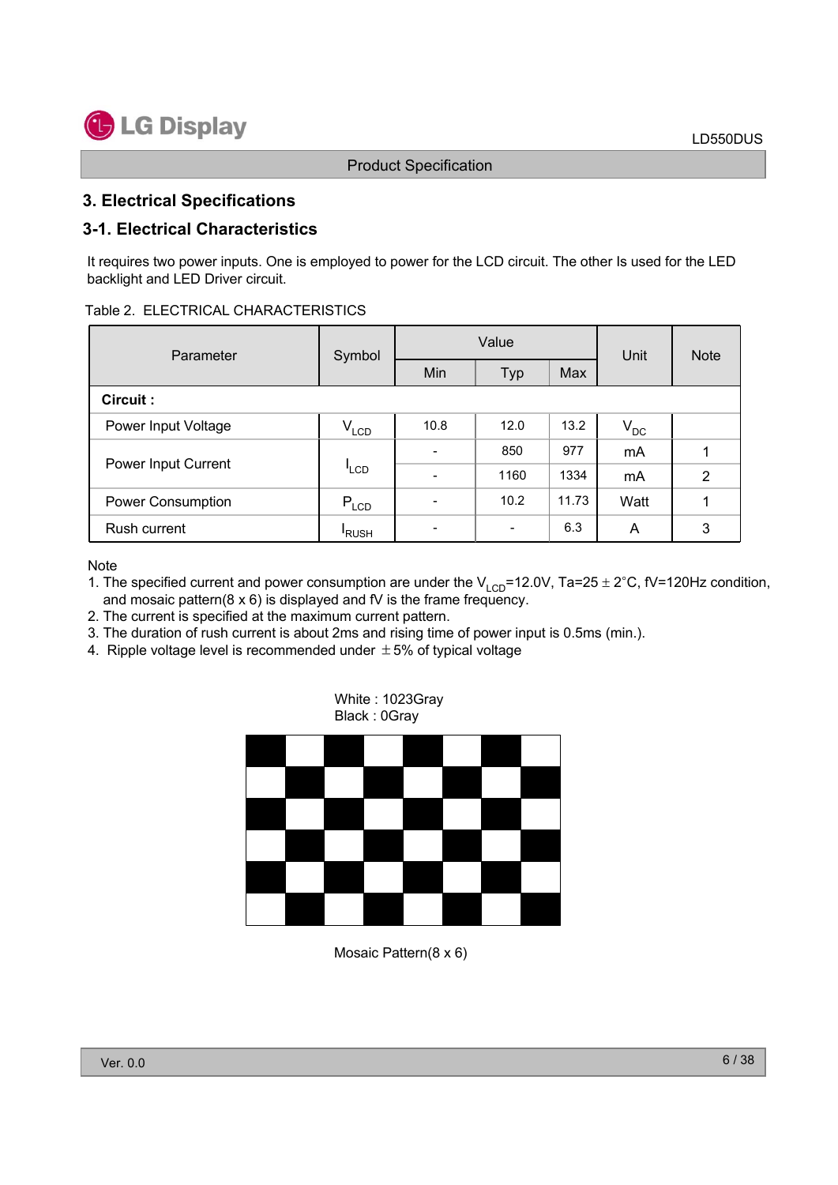## 3. Electrical Specifications

### 3-1. Electrical Characteristics

It requires two power inputs. One is employed to power for the LCD circuit. The other Is used for the LED backlight and LED Driver circuit.

Table 2. ELECTRICAL CHARACTERISTICS

| Parameter | Symbol | Value | | | Unit | Note |
|---|---|---|---|---|---|---|
| | | Min | Typ | Max | | |
| **Circuit :** | | | | | | |
| Power Input Voltage | $V_{LCD}$ | 10.8 | 12.0 | 13.2 | $V_{DC}$ | |
| Power Input Current | $I_{LCD}$ | - | 850 | 977 | mA | 1 |
| | | - | 1160 | 1334 | mA | 2 |
| Power Consumption | $P_{LCD}$ | - | 10.2 | 11.73 | Watt | 1 |
| Rush current | $I_{RUSH}$ | - | - | 6.3 | A | 3 |

Note

1. The specified current and power consumption are under the $V_{LCD}$=12.0V, Ta=25 ± 2°C, fV=120Hz condition, and mosaic pattern(8 x 6) is displayed and fV is the frame frequency.
2. The current is specified at the maximum current pattern.
3. The duration of rush current is about 2ms and rising time of power input is 0.5ms (min.).
4. Ripple voltage level is recommended under ±5% of typical voltage

White : 1023Gray
Black : 0Gray

Mosaic Pattern(8 x 6)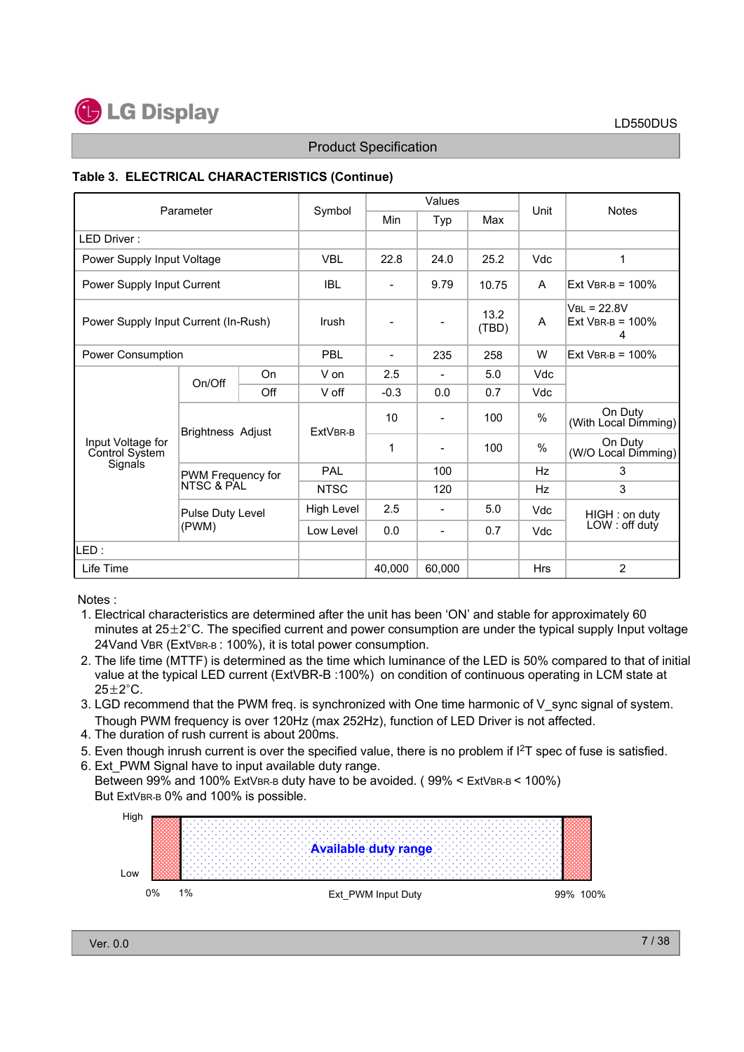## Table 3. ELECTRICAL CHARACTERISTICS (Continue)

| Parameter | | | Symbol | Values | | | Unit | Notes |
|---|---|---|---|---|---|---|---|---|
| | | | | Min | Typ | Max | | |
| LED Driver : | | | | | | | | |
| Power Supply Input Voltage | | | VBL | 22.8 | 24.0 | 25.2 | Vdc | 1 |
| Power Supply Input Current | | | IBL | - | 9.79 | 10.75 | A | Ext VBR-B = 100% |
| Power Supply Input Current (In-Rush) | | | Irush | - | - | 13.2 (TBD) | A | VBL = 22.8V Ext VBR-B = 100% 4 |
| Power Consumption | | | PBL | - | 235 | 258 | W | Ext VBR-B = 100% |
| Input Voltage for Control System Signals | On/Off | On | V on | 2.5 | - | 5.0 | Vdc | |
| | | Off | V off | -0.3 | 0.0 | 0.7 | Vdc | |
| | Brightness Adjust | | ExtVBR-B | 10 | - | 100 | % | On Duty (With Local Dimming) |
| | | | | 1 | - | 100 | % | On Duty (W/O Local Dimming) |
| | PWM Frequency for NTSC & PAL | | PAL | | 100 | | Hz | 3 |
| | | | NTSC | | 120 | | Hz | 3 |
| | Pulse Duty Level (PWM) | | High Level | 2.5 | - | 5.0 | Vdc | HIGH : on duty LOW : off duty |
| | | | Low Level | 0.0 | - | 0.7 | Vdc | |
| LED : | | | | | | | | |
| Life Time | | | | 40,000 | 60,000 | | Hrs | 2 |

Notes :

1. Electrical characteristics are determined after the unit has been 'ON' and stable for approximately 60 minutes at 25±2°C. The specified current and power consumption are under the typical supply Input voltage 24Vand VBR (ExtVBR-B : 100%), it is total power consumption.
2. The life time (MTTF) is determined as the time which luminance of the LED is 50% compared to that of initial value at the typical LED current (ExtVBR-B :100%) on condition of continuous operating in LCM state at 25±2°C.
3. LGD recommend that the PWM freq. is synchronized with One time harmonic of V_sync signal of system. Though PWM frequency is over 120Hz (max 252Hz), function of LED Driver is not affected.
4. The duration of rush current is about 200ms.
5. Even though inrush current is over the specified value, there is no problem if $I^2T$ spec of fuse is satisfied.
6. Ext_PWM Signal have to input available duty range.
   Between 99% and 100% ExtVBR-B duty have to be avoided. ( 99% < ExtVBR-B < 100%)
   But ExtVBR-B 0% and 100% is possible.

High / Low — Available duty range — 0% 1% Ext_PWM Input Duty 99% 100%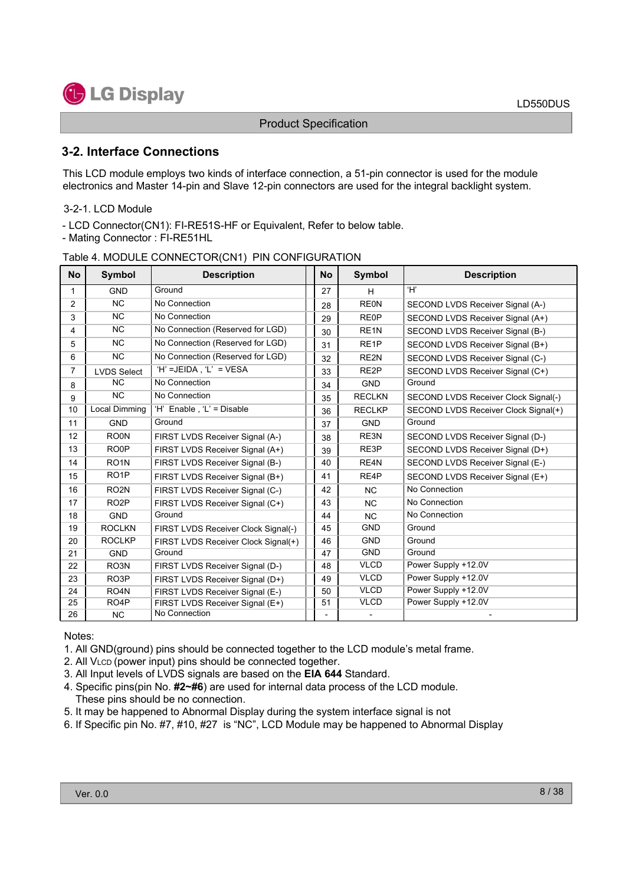## 3-2. Interface Connections

This LCD module employs two kinds of interface connection, a 51-pin connector is used for the module electronics and Master 14-pin and Slave 12-pin connectors are used for the integral backlight system.

3-2-1. LCD Module

- LCD Connector(CN1): FI-RE51S-HF or Equivalent, Refer to below table.
- Mating Connector : FI-RE51HL

Table 4. MODULE CONNECTOR(CN1) PIN CONFIGURATION

| No | Symbol | Description | No | Symbol | Description |
|---|---|---|---|---|---|
| 1 | GND | Ground | 27 | H | 'H' |
| 2 | NC | No Connection | 28 | RE0N | SECOND LVDS Receiver Signal (A-) |
| 3 | NC | No Connection | 29 | RE0P | SECOND LVDS Receiver Signal (A+) |
| 4 | NC | No Connection (Reserved for LGD) | 30 | RE1N | SECOND LVDS Receiver Signal (B-) |
| 5 | NC | No Connection (Reserved for LGD) | 31 | RE1P | SECOND LVDS Receiver Signal (B+) |
| 6 | NC | No Connection (Reserved for LGD) | 32 | RE2N | SECOND LVDS Receiver Signal (C-) |
| 7 | LVDS Select | 'H' =JEIDA , 'L' = VESA | 33 | RE2P | SECOND LVDS Receiver Signal (C+) |
| 8 | NC | No Connection | 34 | GND | Ground |
| 9 | NC | No Connection | 35 | RECLKN | SECOND LVDS Receiver Clock Signal(-) |
| 10 | Local Dimming | 'H' Enable , 'L' = Disable | 36 | RECLKP | SECOND LVDS Receiver Clock Signal(+) |
| 11 | GND | Ground | 37 | GND | Ground |
| 12 | RO0N | FIRST LVDS Receiver Signal (A-) | 38 | RE3N | SECOND LVDS Receiver Signal (D-) |
| 13 | RO0P | FIRST LVDS Receiver Signal (A+) | 39 | RE3P | SECOND LVDS Receiver Signal (D+) |
| 14 | RO1N | FIRST LVDS Receiver Signal (B-) | 40 | RE4N | SECOND LVDS Receiver Signal (E-) |
| 15 | RO1P | FIRST LVDS Receiver Signal (B+) | 41 | RE4P | SECOND LVDS Receiver Signal (E+) |
| 16 | RO2N | FIRST LVDS Receiver Signal (C-) | 42 | NC | No Connection |
| 17 | RO2P | FIRST LVDS Receiver Signal (C+) | 43 | NC | No Connection |
| 18 | GND | Ground | 44 | NC | No Connection |
| 19 | ROCLKN | FIRST LVDS Receiver Clock Signal(-) | 45 | GND | Ground |
| 20 | ROCLKP | FIRST LVDS Receiver Clock Signal(+) | 46 | GND | Ground |
| 21 | GND | Ground | 47 | GND | Ground |
| 22 | RO3N | FIRST LVDS Receiver Signal (D-) | 48 | VLCD | Power Supply +12.0V |
| 23 | RO3P | FIRST LVDS Receiver Signal (D+) | 49 | VLCD | Power Supply +12.0V |
| 24 | RO4N | FIRST LVDS Receiver Signal (E-) | 50 | VLCD | Power Supply +12.0V |
| 25 | RO4P | FIRST LVDS Receiver Signal (E+) | 51 | VLCD | Power Supply +12.0V |
| 26 | NC | No Connection | - | - | - |

Notes:
1. All GND(ground) pins should be connected together to the LCD module's metal frame.
2. All $V_{LCD}$ (power input) pins should be connected together.
3. All Input levels of LVDS signals are based on the **EIA 644** Standard.
4. Specific pins(pin No. **#2~#6**) are used for internal data process of the LCD module.
   These pins should be no connection.
5. It may be happened to Abnormal Display during the system interface signal is not
6. If Specific pin No. #7, #10, #27 is "NC", LCD Module may be happened to Abnormal Display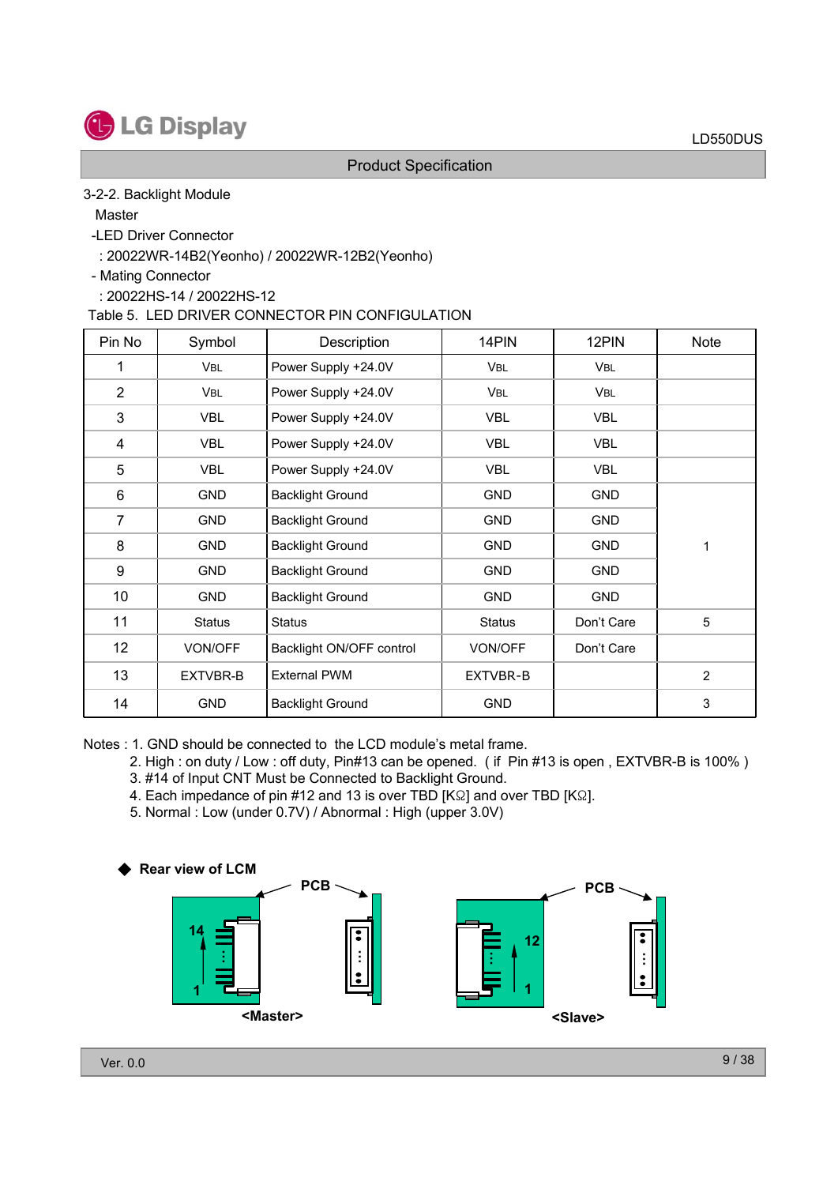3-2-2. Backlight Module

Master

-LED Driver Connector

: 20022WR-14B2(Yeonho) / 20022WR-12B2(Yeonho)

- Mating Connector

: 20022HS-14 / 20022HS-12

Table 5. LED DRIVER CONNECTOR PIN CONFIGULATION

| Pin No | Symbol | Description | 14PIN | 12PIN | Note |
|---|---|---|---|---|---|
| 1 | VBL | Power Supply +24.0V | VBL | VBL | |
| 2 | VBL | Power Supply +24.0V | VBL | VBL | |
| 3 | VBL | Power Supply +24.0V | VBL | VBL | |
| 4 | VBL | Power Supply +24.0V | VBL | VBL | |
| 5 | VBL | Power Supply +24.0V | VBL | VBL | |
| 6 | GND | Backlight Ground | GND | GND | 1 |
| 7 | GND | Backlight Ground | GND | GND | 1 |
| 8 | GND | Backlight Ground | GND | GND | 1 |
| 9 | GND | Backlight Ground | GND | GND | 1 |
| 10 | GND | Backlight Ground | GND | GND | 1 |
| 11 | Status | Status | Status | Don't Care | 5 |
| 12 | VON/OFF | Backlight ON/OFF control | VON/OFF | Don't Care | |
| 13 | EXTVBR-B | External PWM | EXTVBR-B | | 2 |
| 14 | GND | Backlight Ground | GND | | 3 |

Notes : 1. GND should be connected to the LCD module's metal frame.
2. High : on duty / Low : off duty, Pin#13 can be opened. ( if Pin #13 is open , EXTVBR-B is 100% )
3. #14 of Input CNT Must be Connected to Backlight Ground.
4. Each impedance of pin #12 and 13 is over TBD [KΩ] and over TBD [KΩ].
5. Normal : Low (under 0.7V) / Abnormal : High (upper 3.0V)

◆ **Rear view of LCM**

PCB

14

1

**<Master>**

PCB

12

1

**<Slave>**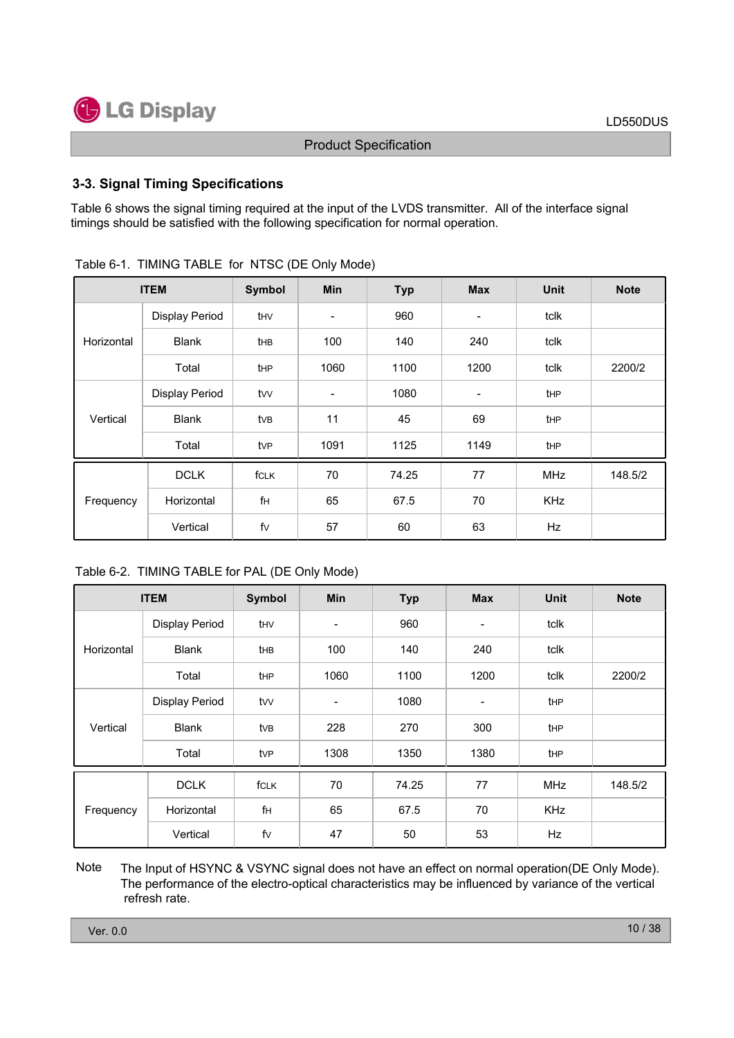## 3-3. Signal Timing Specifications

Table 6 shows the signal timing required at the input of the LVDS transmitter. All of the interface signal timings should be satisfied with the following specification for normal operation.

Table 6-1. TIMING TABLE for NTSC (DE Only Mode)

| ITEM | | Symbol | Min | Typ | Max | Unit | Note |
|---|---|---|---|---|---|---|---|
| Horizontal | Display Period | $t_{HV}$ | - | 960 | - | tclk | |
| | Blank | $t_{HB}$ | 100 | 140 | 240 | tclk | |
| | Total | $t_{HP}$ | 1060 | 1100 | 1200 | tclk | 2200/2 |
| Vertical | Display Period | $t_{VV}$ | - | 1080 | - | $t_{HP}$ | |
| | Blank | $t_{VB}$ | 11 | 45 | 69 | $t_{HP}$ | |
| | Total | $t_{VP}$ | 1091 | 1125 | 1149 | $t_{HP}$ | |
| Frequency | DCLK | $f_{CLK}$ | 70 | 74.25 | 77 | MHz | 148.5/2 |
| | Horizontal | $f_H$ | 65 | 67.5 | 70 | KHz | |
| | Vertical | $f_V$ | 57 | 60 | 63 | Hz | |

Table 6-2. TIMING TABLE for PAL (DE Only Mode)

| ITEM | | Symbol | Min | Typ | Max | Unit | Note |
|---|---|---|---|---|---|---|---|
| Horizontal | Display Period | $t_{HV}$ | - | 960 | - | tclk | |
| | Blank | $t_{HB}$ | 100 | 140 | 240 | tclk | |
| | Total | $t_{HP}$ | 1060 | 1100 | 1200 | tclk | 2200/2 |
| Vertical | Display Period | $t_{VV}$ | - | 1080 | - | $t_{HP}$ | |
| | Blank | $t_{VB}$ | 228 | 270 | 300 | $t_{HP}$ | |
| | Total | $t_{VP}$ | 1308 | 1350 | 1380 | $t_{HP}$ | |
| Frequency | DCLK | $f_{CLK}$ | 70 | 74.25 | 77 | MHz | 148.5/2 |
| | Horizontal | $f_H$ | 65 | 67.5 | 70 | KHz | |
| | Vertical | $f_V$ | 47 | 50 | 53 | Hz | |

Note The Input of HSYNC & VSYNC signal does not have an effect on normal operation(DE Only Mode). The performance of the electro-optical characteristics may be influenced by variance of the vertical refresh rate.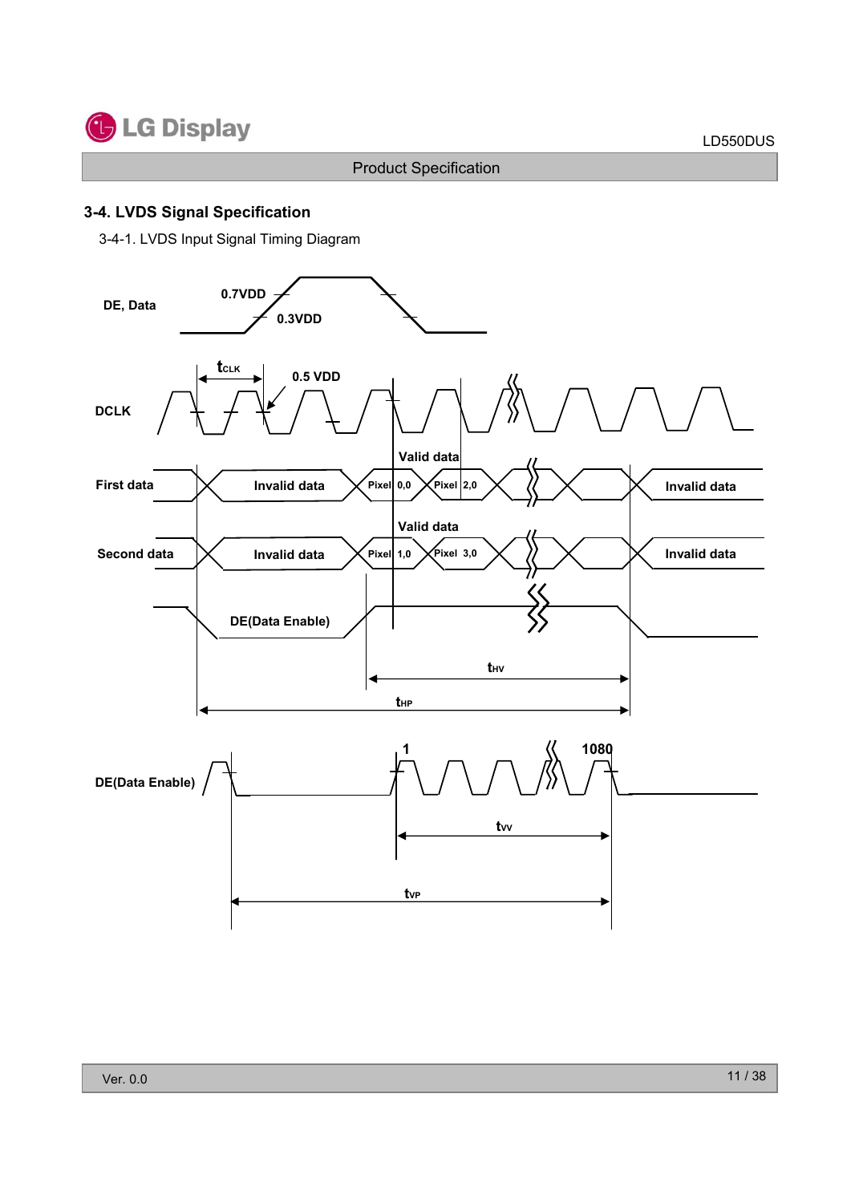## 3-4. LVDS Signal Specification

3-4-1. LVDS Input Signal Timing Diagram

DE, Data

0.7VDD

0.3VDD

$t_{CLK}$

0.5 VDD

DCLK

Valid data

First data — Invalid data — Pixel 0,0 — Pixel 2,0 — Invalid data

Valid data

Second data — Invalid data — Pixel 1,0 — Pixel 3,0 — Invalid data

DE(Data Enable)

$t_{HV}$

$t_{HP}$

DE(Data Enable)

1

1080

$t_{VV}$

$t_{VP}$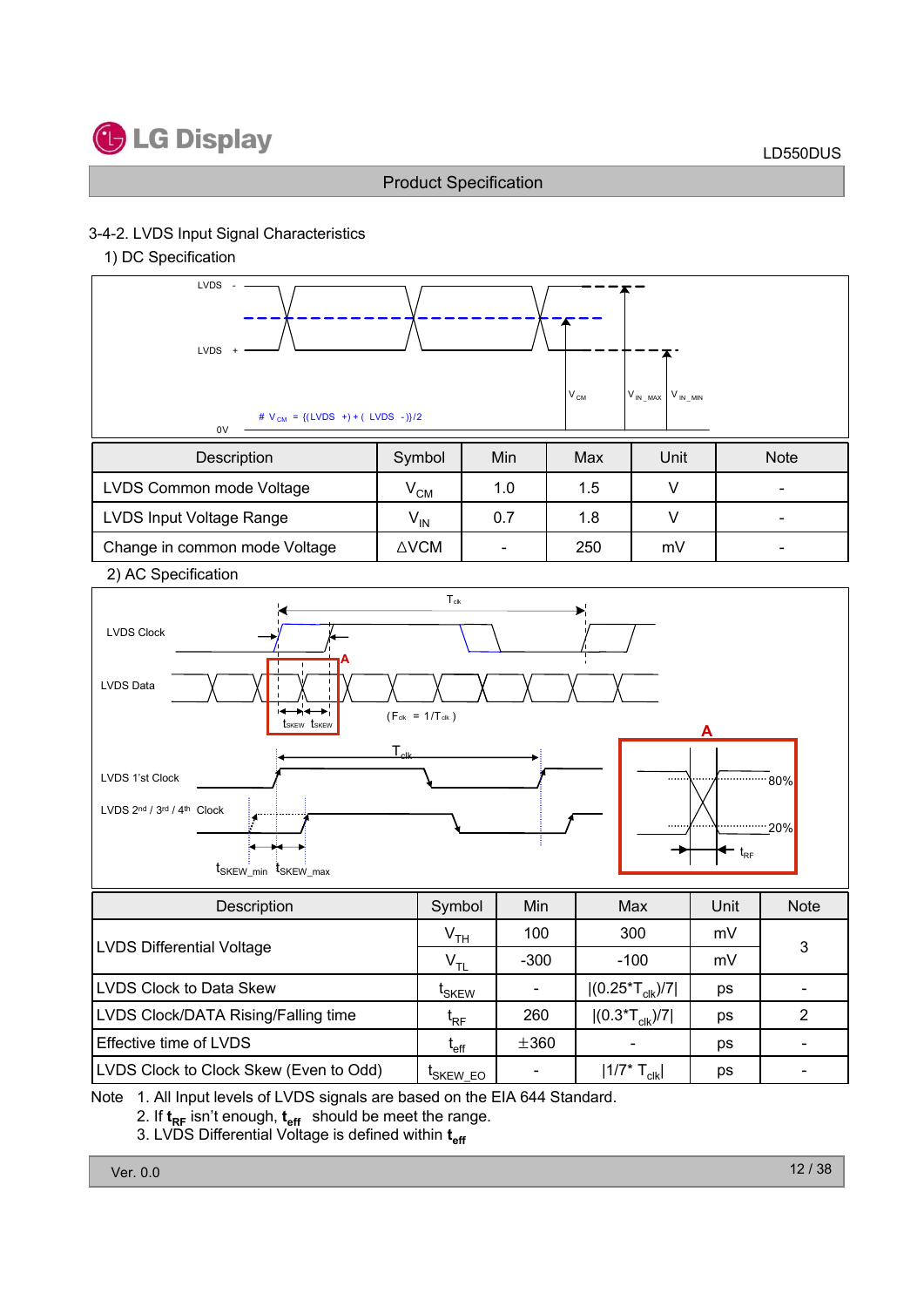### 3-4-2. LVDS Input Signal Characteristics

#### 1) DC Specification

LVDS -

LVDS +

0V

$V_{CM}$ $V_{IN\_MAX}$ $V_{IN\_MIN}$

# $V_{CM}$ = {(LVDS +) + ( LVDS -)}/2

| Description | Symbol | Min | Max | Unit | Note |
|---|---|---|---|---|---|
| LVDS Common mode Voltage | $V_{CM}$ | 1.0 | 1.5 | V | - |
| LVDS Input Voltage Range | $V_{IN}$ | 0.7 | 1.8 | V | - |
| Change in common mode Voltage | ΔVCM | - | 250 | mV | - |

#### 2) AC Specification

LVDS Clock

LVDS Data

$T_{clk}$

A

$t_{SKEW}$ $t_{SKEW}$

( $F_{clk}$ = $1/T_{clk}$ )

LVDS 1'st Clock

LVDS 2nd / 3rd / 4th Clock

$t_{SKEW\_min}$ $t_{SKEW\_max}$

A

80%

20%

$t_{RF}$

| Description | Symbol | Min | Max | Unit | Note |
|---|---|---|---|---|---|
| LVDS Differential Voltage | $V_{TH}$ | 100 | 300 | mV | 3 |
| | $V_{TL}$ | -300 | -100 | mV | |
| LVDS Clock to Data Skew | $t_{SKEW}$ | - | $\|(0.25*T_{clk})/7\|$ | ps | - |
| LVDS Clock/DATA Rising/Falling time | $t_{RF}$ | 260 | $\|(0.3*T_{clk})/7\|$ | ps | 2 |
| Effective time of LVDS | $t_{eff}$ | ±360 | - | ps | - |
| LVDS Clock to Clock Skew (Even to Odd) | $t_{SKEW\_EO}$ | - | $\|1/7* T_{clk}\|$ | ps | - |

Note 1. All Input levels of LVDS signals are based on the EIA 644 Standard.
2. If $t_{RF}$ isn't enough, $t_{eff}$ should be meet the range.
3. LVDS Differential Voltage is defined within $t_{eff}$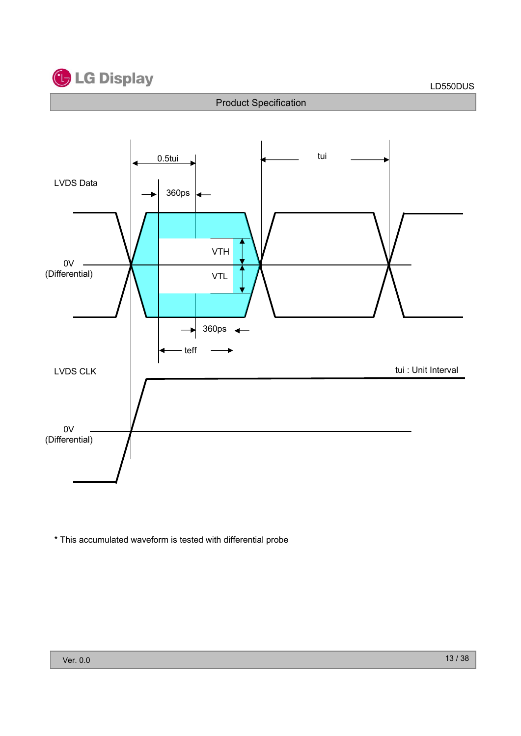LVDS Data

0.5tui

tui

360ps

VTH

VTL

0V
(Differential)

360ps

teff

LVDS CLK

tui : Unit Interval

0V
(Differential)

* This accumulated waveform is tested with differential probe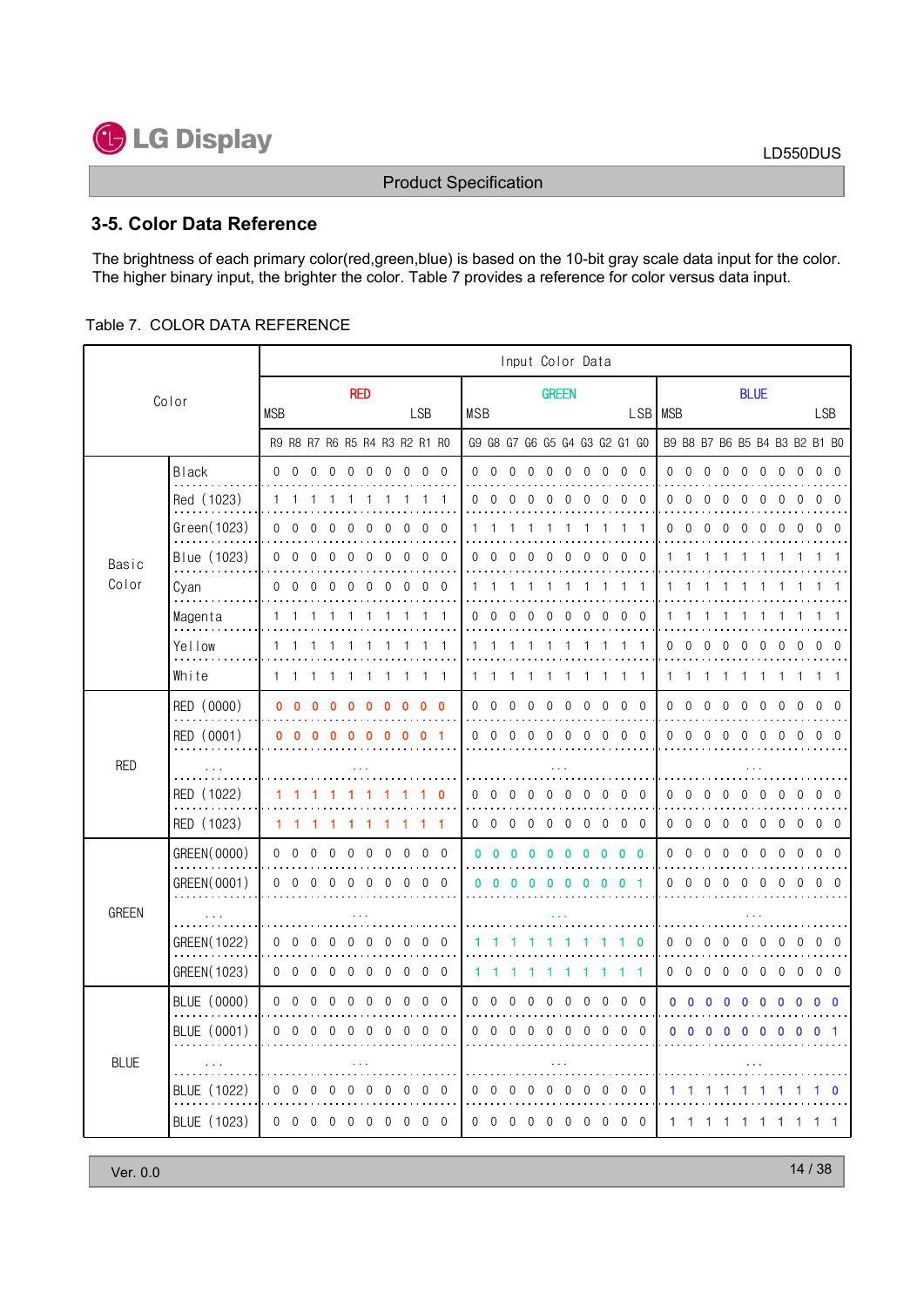## 3-5. Color Data Reference

The brightness of each primary color(red,green,blue) is based on the 10-bit gray scale data input for the color. The higher binary input, the brighter the color. Table 7 provides a reference for color versus data input.

Table 7. COLOR DATA REFERENCE

| Color | | Input Color Data | | |
|---|---|---|---|---|
| | | RED (MSB … LSB) | GREEN (MSB … LSB) | BLUE (MSB … LSB) |
| | | R9 R8 R7 R6 R5 R4 R3 R2 R1 R0 | G9 G8 G7 G6 G5 G4 G3 G2 G1 G0 | B9 B8 B7 B6 B5 B4 B3 B2 B1 B0 |
| Basic Color | Black | 0 0 0 0 0 0 0 0 0 0 | 0 0 0 0 0 0 0 0 0 0 | 0 0 0 0 0 0 0 0 0 0 |
| | Red (1023) | 1 1 1 1 1 1 1 1 1 1 | 0 0 0 0 0 0 0 0 0 0 | 0 0 0 0 0 0 0 0 0 0 |
| | Green(1023) | 0 0 0 0 0 0 0 0 0 0 | 1 1 1 1 1 1 1 1 1 1 | 0 0 0 0 0 0 0 0 0 0 |
| | Blue (1023) | 0 0 0 0 0 0 0 0 0 0 | 0 0 0 0 0 0 0 0 0 0 | 1 1 1 1 1 1 1 1 1 1 |
| | Cyan | 0 0 0 0 0 0 0 0 0 0 | 1 1 1 1 1 1 1 1 1 1 | 1 1 1 1 1 1 1 1 1 1 |
| | Magenta | 1 1 1 1 1 1 1 1 1 1 | 0 0 0 0 0 0 0 0 0 0 | 1 1 1 1 1 1 1 1 1 1 |
| | Yellow | 1 1 1 1 1 1 1 1 1 1 | 1 1 1 1 1 1 1 1 1 1 | 0 0 0 0 0 0 0 0 0 0 |
| | White | 1 1 1 1 1 1 1 1 1 1 | 1 1 1 1 1 1 1 1 1 1 | 1 1 1 1 1 1 1 1 1 1 |
| RED | RED (0000) | 0 0 0 0 0 0 0 0 0 0 | 0 0 0 0 0 0 0 0 0 0 | 0 0 0 0 0 0 0 0 0 0 |
| | RED (0001) | 0 0 0 0 0 0 0 0 0 1 | 0 0 0 0 0 0 0 0 0 0 | 0 0 0 0 0 0 0 0 0 0 |
| | ... | ... | ... | ... |
| | RED (1022) | 1 1 1 1 1 1 1 1 1 0 | 0 0 0 0 0 0 0 0 0 0 | 0 0 0 0 0 0 0 0 0 0 |
| | RED (1023) | 1 1 1 1 1 1 1 1 1 1 | 0 0 0 0 0 0 0 0 0 0 | 0 0 0 0 0 0 0 0 0 0 |
| GREEN | GREEN(0000) | 0 0 0 0 0 0 0 0 0 0 | 0 0 0 0 0 0 0 0 0 0 | 0 0 0 0 0 0 0 0 0 0 |
| | GREEN(0001) | 0 0 0 0 0 0 0 0 0 0 | 0 0 0 0 0 0 0 0 0 1 | 0 0 0 0 0 0 0 0 0 0 |
| | ... | ... | ... | ... |
| | GREEN(1022) | 0 0 0 0 0 0 0 0 0 0 | 1 1 1 1 1 1 1 1 1 0 | 0 0 0 0 0 0 0 0 0 0 |
| | GREEN(1023) | 0 0 0 0 0 0 0 0 0 0 | 1 1 1 1 1 1 1 1 1 1 | 0 0 0 0 0 0 0 0 0 0 |
| BLUE | BLUE (0000) | 0 0 0 0 0 0 0 0 0 0 | 0 0 0 0 0 0 0 0 0 0 | 0 0 0 0 0 0 0 0 0 0 |
| | BLUE (0001) | 0 0 0 0 0 0 0 0 0 0 | 0 0 0 0 0 0 0 0 0 0 | 0 0 0 0 0 0 0 0 0 1 |
| | ... | ... | ... | ... |
| | BLUE (1022) | 0 0 0 0 0 0 0 0 0 0 | 0 0 0 0 0 0 0 0 0 0 | 1 1 1 1 1 1 1 1 1 0 |
| | BLUE (1023) | 0 0 0 0 0 0 0 0 0 0 | 0 0 0 0 0 0 0 0 0 0 | 1 1 1 1 1 1 1 1 1 1 |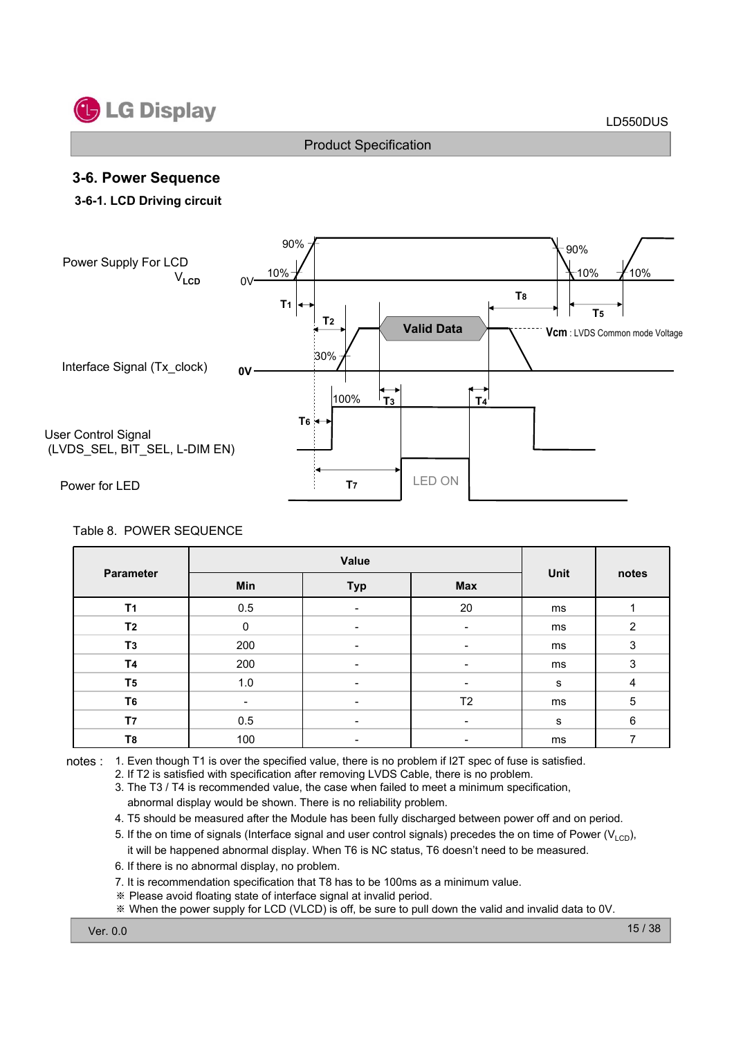## 3-6. Power Sequence

### 3-6-1. LCD Driving circuit

Power Supply For LCD $V_{LCD}$

Interface Signal (Tx_clock)

User Control Signal (LVDS_SEL, BIT_SEL, L-DIM EN)

Power for LED

Vcm : LVDS Common mode Voltage

Table 8. POWER SEQUENCE

| Parameter | Value | | | Unit | notes |
|---|---|---|---|---|---|
| | Min | Typ | Max | | |
| T1 | 0.5 | - | 20 | ms | 1 |
| T2 | 0 | - | - | ms | 2 |
| T3 | 200 | - | - | ms | 3 |
| T4 | 200 | - | - | ms | 3 |
| T5 | 1.0 | - | - | s | 4 |
| T6 | - | - | T2 | ms | 5 |
| T7 | 0.5 | - | - | s | 6 |
| T8 | 100 | - | - | ms | 7 |

notes :
1. Even though T1 is over the specified value, there is no problem if I2T spec of fuse is satisfied.
2. If T2 is satisfied with specification after removing LVDS Cable, there is no problem.
3. The T3 / T4 is recommended value, the case when failed to meet a minimum specification, abnormal display would be shown. There is no reliability problem.
4. T5 should be measured after the Module has been fully discharged between power off and on period.
5. If the on time of signals (Interface signal and user control signals) precedes the on time of Power ($V_{LCD}$), it will be happened abnormal display. When T6 is NC status, T6 doesn't need to be measured.
6. If there is no abnormal display, no problem.
7. It is recommendation specification that T8 has to be 100ms as a minimum value.

※ Please avoid floating state of interface signal at invalid period.

※ When the power supply for LCD (VLCD) is off, be sure to pull down the valid and invalid data to 0V.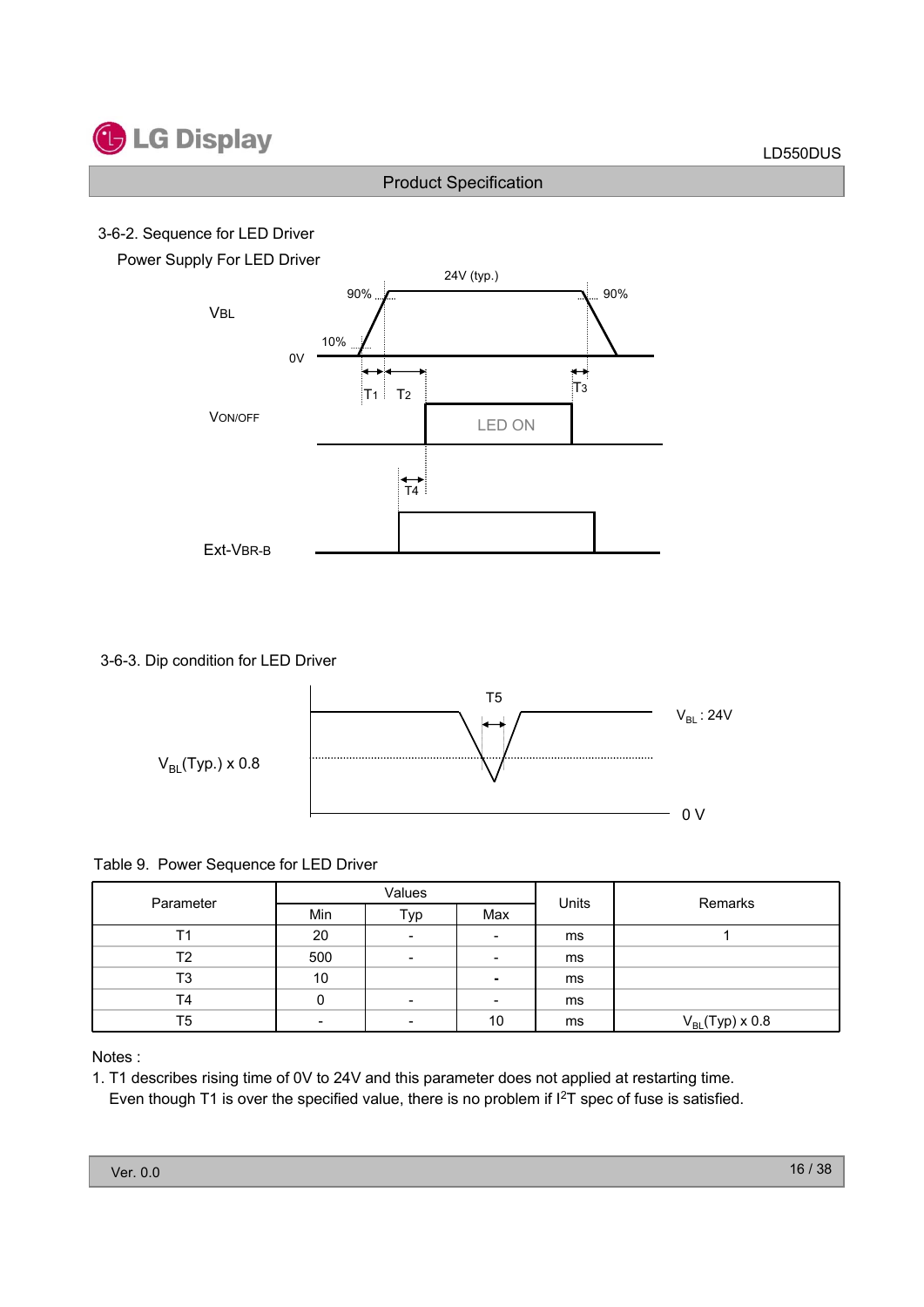3-6-2. Sequence for LED Driver

Power Supply For LED Driver

3-6-3. Dip condition for LED Driver

Table 9. Power Sequence for LED Driver

| Parameter | Values | | | Units | Remarks |
|---|---|---|---|---|---|
| | Min | Typ | Max | | |
| T1 | 20 | - | - | ms | 1 |
| T2 | 500 | - | - | ms | |
| T3 | 10 | | - | ms | |
| T4 | 0 | - | - | ms | |
| T5 | - | - | 10 | ms | $V_{BL}$(Typ) x 0.8 |

Notes :

1. T1 describes rising time of 0V to 24V and this parameter does not applied at restarting time.
   Even though T1 is over the specified value, there is no problem if $I^2T$ spec of fuse is satisfied.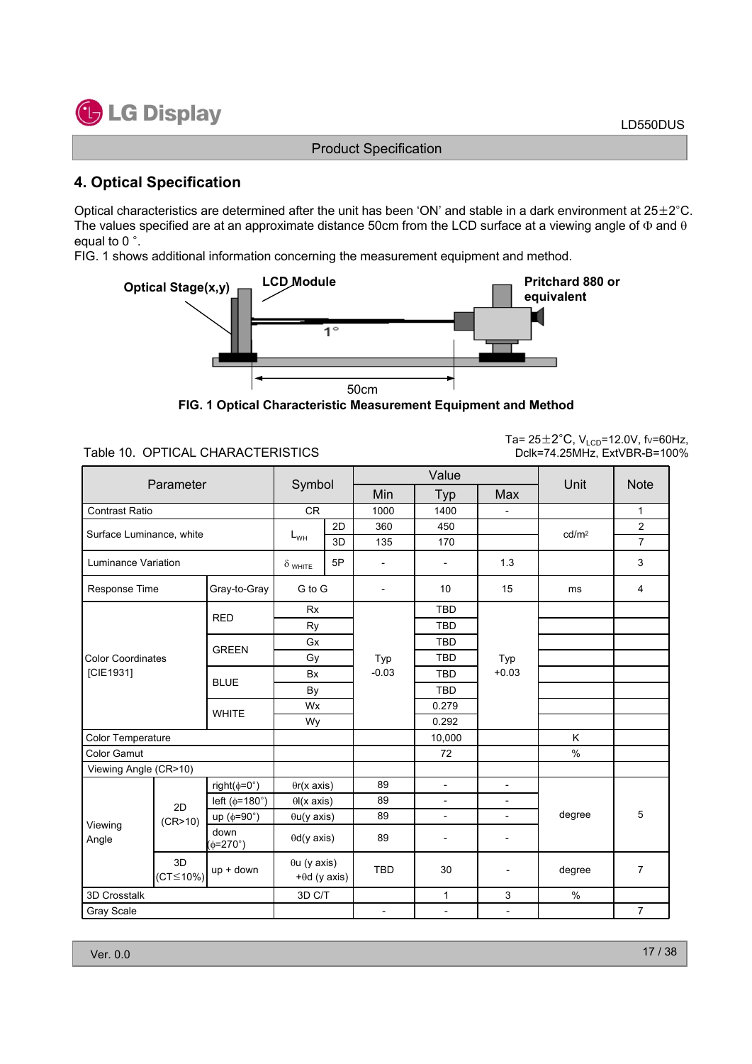## 4. Optical Specification

Optical characteristics are determined after the unit has been 'ON' and stable in a dark environment at 25±2°C. The values specified are at an approximate distance 50cm from the LCD surface at a viewing angle of Φ and θ equal to 0 °.

FIG. 1 shows additional information concerning the measurement equipment and method.

Optical Stage(x,y) LCD Module Pritchard 880 or equivalent 1° 50cm

**FIG. 1 Optical Characteristic Measurement Equipment and Method**

Table 10. OPTICAL CHARACTERISTICS

Ta= 25±2°C, $V_{LCD}$=12.0V, fv=60Hz, Dclk=74.25MHz, ExtVBR-B=100%

| Parameter | | | Symbol | | Value | | | Unit | Note |
|---|---|---|---|---|---|---|---|---|---|
| | | | | | Min | Typ | Max | | |
| Contrast Ratio | | | CR | | 1000 | 1400 | - | | 1 |
| Surface Luminance, white | | | $L_{WH}$ | 2D | 360 | 450 | | cd/m² | 2 |
| | | | | 3D | 135 | 170 | | | 7 |
| Luminance Variation | | | $\delta_{WHITE}$ | 5P | - | - | 1.3 | | 3 |
| Response Time | | Gray-to-Gray | G to G | | - | 10 | 15 | ms | 4 |
| Color Coordinates [CIE1931] | | RED | Rx | | Typ -0.03 | TBD | Typ +0.03 | | |
| | | | Ry | | | TBD | | | |
| | | GREEN | Gx | | | TBD | | | |
| | | | Gy | | | TBD | | | |
| | | BLUE | Bx | | | TBD | | | |
| | | | By | | | TBD | | | |
| | | WHITE | Wx | | | 0.279 | | | |
| | | | Wy | | | 0.292 | | | |
| Color Temperature | | | | | | 10,000 | | K | |
| Color Gamut | | | | | | 72 | | % | |
| Viewing Angle (CR>10) | | | | | | | | | |
| Viewing Angle | 2D (CR>10) | right(φ=0°) | θr(x axis) | | 89 | - | - | degree | 5 |
| | | left (φ=180°) | θl(x axis) | | 89 | - | - | | |
| | | up (φ=90°) | θu(y axis) | | 89 | - | - | | |
| | | down (φ=270°) | θd(y axis) | | 89 | - | - | | |
| | 3D (CT≤10%) | up + down | θu (y axis) +θd (y axis) | | TBD | 30 | - | degree | 7 |
| 3D Crosstalk | | | 3D C/T | | | 1 | 3 | % | |
| Gray Scale | | | | | - | - | - | | 7 |

Ver. 0.0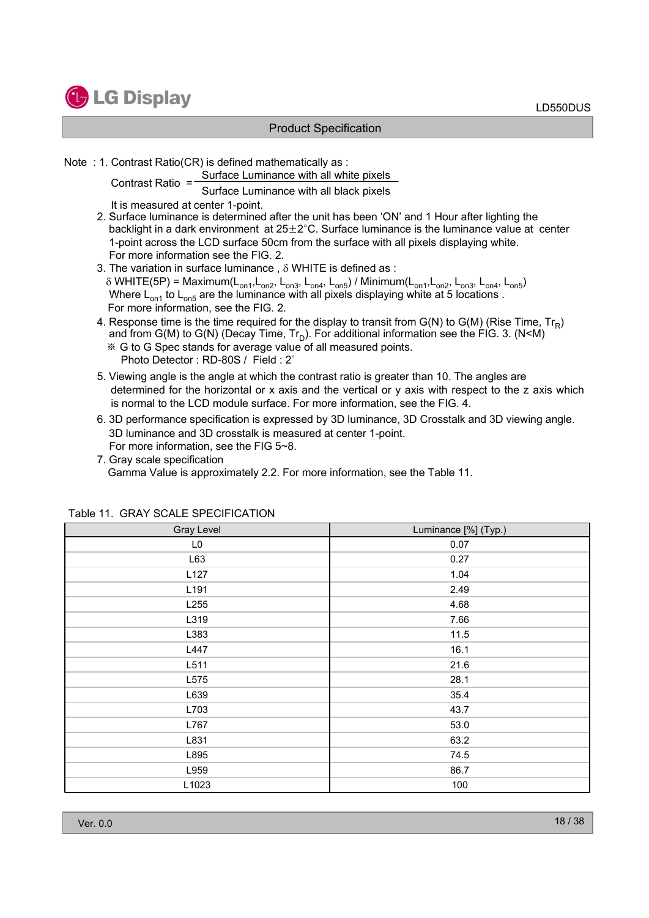Note : 1. Contrast Ratio(CR) is defined mathematically as :

$$\text{Contrast Ratio} = \frac{\text{Surface Luminance with all white pixels}}{\text{Surface Luminance with all black pixels}}$$

It is measured at center 1-point.

2. Surface luminance is determined after the unit has been 'ON' and 1 Hour after lighting the backlight in a dark environment at $25\pm2^{\circ}C$. Surface luminance is the luminance value at center 1-point across the LCD surface 50cm from the surface with all pixels displaying white. For more information see the FIG. 2.
3. The variation in surface luminance , $\delta$ WHITE is defined as :
   $\delta$ WHITE(5P) = Maximum($L_{on1}$,$L_{on2}$, $L_{on3}$, $L_{on4}$, $L_{on5}$) / Minimum($L_{on1}$,$L_{on2}$, $L_{on3}$, $L_{on4}$, $L_{on5}$)
   Where $L_{on1}$ to $L_{on5}$ are the luminance with all pixels displaying white at 5 locations .
   For more information, see the FIG. 2.
4. Response time is the time required for the display to transit from G(N) to G(M) (Rise Time, $Tr_R$) and from G(M) to G(N) (Decay Time, $Tr_D$). For additional information see the FIG. 3. (N<M)
   ※ G to G Spec stands for average value of all measured points.
   Photo Detector : RD-80S / Field : 2˚
5. Viewing angle is the angle at which the contrast ratio is greater than 10. The angles are determined for the horizontal or x axis and the vertical or y axis with respect to the z axis which is normal to the LCD module surface. For more information, see the FIG. 4.
6. 3D performance specification is expressed by 3D luminance, 3D Crosstalk and 3D viewing angle. 3D luminance and 3D crosstalk is measured at center 1-point.
   For more information, see the FIG 5~8.
7. Gray scale specification
   Gamma Value is approximately 2.2. For more information, see the Table 11.

Table 11. GRAY SCALE SPECIFICATION

| Gray Level | Luminance [%] (Typ.) |
|---|---|
| L0 | 0.07 |
| L63 | 0.27 |
| L127 | 1.04 |
| L191 | 2.49 |
| L255 | 4.68 |
| L319 | 7.66 |
| L383 | 11.5 |
| L447 | 16.1 |
| L511 | 21.6 |
| L575 | 28.1 |
| L639 | 35.4 |
| L703 | 43.7 |
| L767 | 53.0 |
| L831 | 63.2 |
| L895 | 74.5 |
| L959 | 86.7 |
| L1023 | 100 |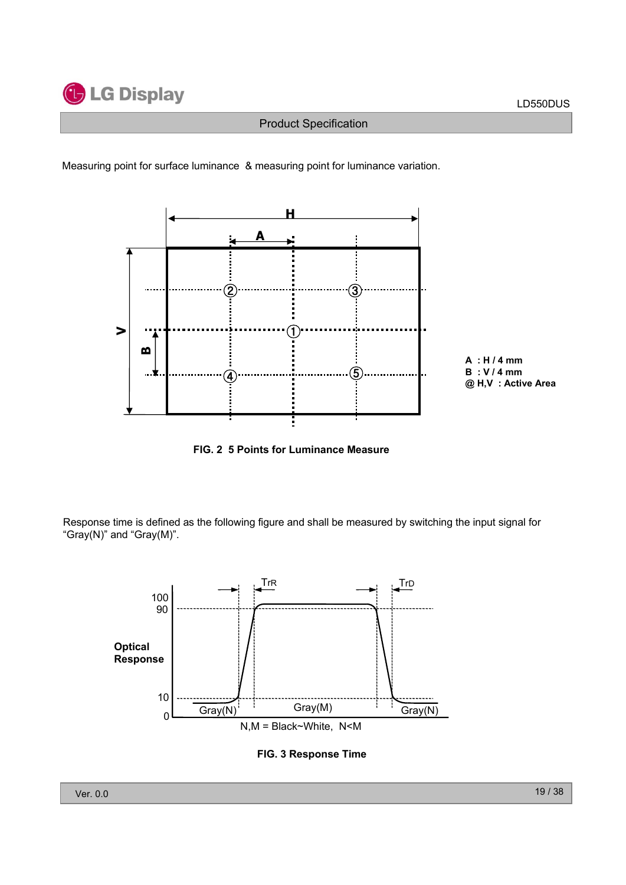Measuring point for surface luminance & measuring point for luminance variation.

A : H / 4 mm
B : V / 4 mm
@ H,V : Active Area

**FIG. 2 5 Points for Luminance Measure**

Response time is defined as the following figure and shall be measured by switching the input signal for "Gray(N)" and "Gray(M)".

**FIG. 3 Response Time**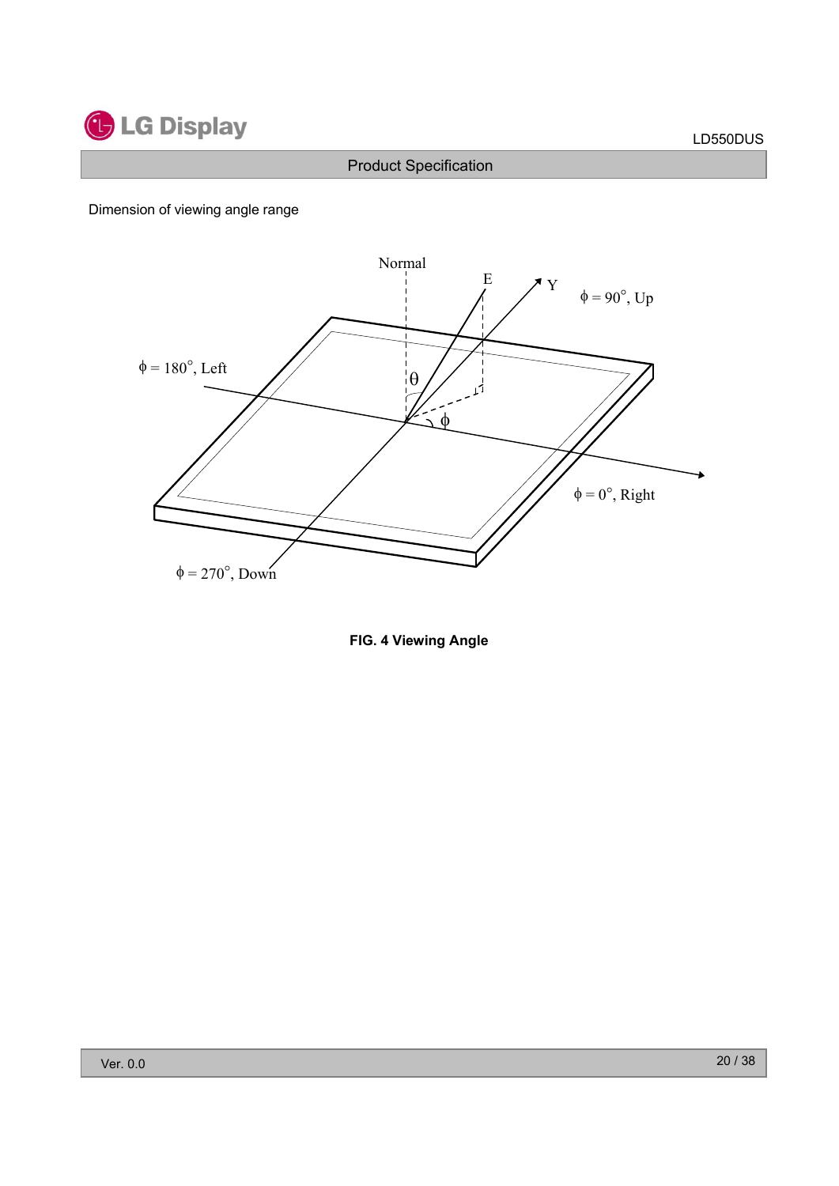Dimension of viewing angle range

**FIG. 4 Viewing Angle**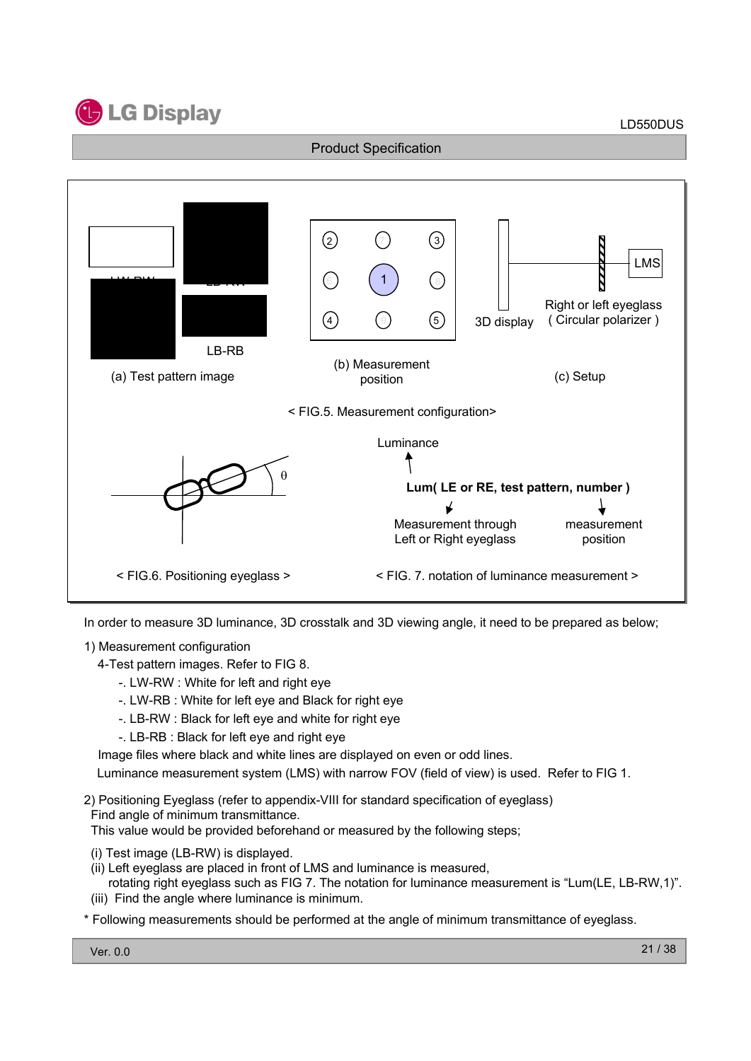(a) Test pattern image

LB-RB

(b) Measurement position

3D display

Right or left eyeglass ( Circular polarizer )

LMS

(c) Setup

< FIG.5. Measurement configuration>

< FIG.6. Positioning eyeglass >

Luminance

**Lum( LE or RE, test pattern, number )**

Measurement through Left or Right eyeglass

measurement position

< FIG. 7. notation of luminance measurement >

In order to measure 3D luminance, 3D crosstalk and 3D viewing angle, it need to be prepared as below;

1) Measurement configuration

4-Test pattern images. Refer to FIG 8.

- -. LW-RW : White for left and right eye
- -. LW-RB : White for left eye and Black for right eye
- -. LB-RW : Black for left eye and white for right eye
- -. LB-RB : Black for left eye and right eye

Image files where black and white lines are displayed on even or odd lines.

Luminance measurement system (LMS) with narrow FOV (field of view) is used. Refer to FIG 1.

2) Positioning Eyeglass (refer to appendix-VIII for standard specification of eyeglass)

Find angle of minimum transmittance.

This value would be provided beforehand or measured by the following steps;

(i) Test image (LB-RW) is displayed.

(ii) Left eyeglass are placed in front of LMS and luminance is measured,

rotating right eyeglass such as FIG 7. The notation for luminance measurement is “Lum(LE, LB-RW,1)”.

(iii) Find the angle where luminance is minimum.

* Following measurements should be performed at the angle of minimum transmittance of eyeglass.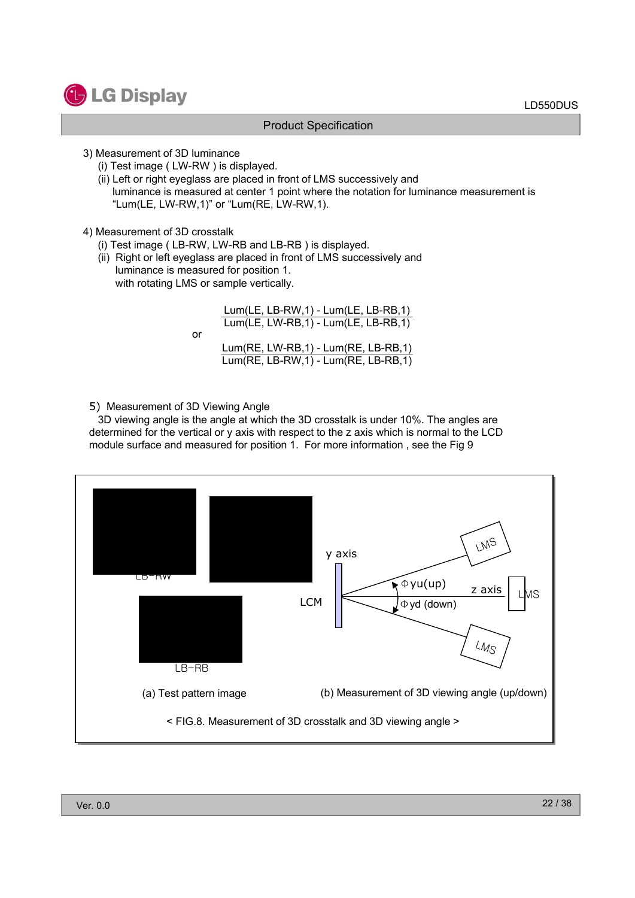3) Measurement of 3D luminance

(i) Test image ( LW-RW ) is displayed.

(ii) Left or right eyeglass are placed in front of LMS successively and luminance is measured at center 1 point where the notation for luminance measurement is "Lum(LE, LW-RW,1)" or "Lum(RE, LW-RW,1).

4) Measurement of 3D crosstalk

(i) Test image ( LB-RW, LW-RB and LB-RB ) is displayed.

(ii) Right or left eyeglass are placed in front of LMS successively and luminance is measured for position 1. with rotating LMS or sample vertically.

$$\frac{\text{Lum(LE, LB-RW,1) - Lum(LE, LB-RB,1)}}{\text{Lum(LE, LW-RB,1) - Lum(LE, LB-RB,1)}}$$

or

$$\frac{\text{Lum(RE, LW-RB,1) - Lum(RE, LB-RB,1)}}{\text{Lum(RE, LB-RW,1) - Lum(RE, LB-RB,1)}}$$

5) Measurement of 3D Viewing Angle

3D viewing angle is the angle at which the 3D crosstalk is under 10%. The angles are determined for the vertical or y axis with respect to the z axis which is normal to the LCD module surface and measured for position 1. For more information , see the Fig 9

LB-RW

LB-RB

(a) Test pattern image

y axis

LCM

LMS

$\Phi$yu(up)

z axis

$\Phi$yd (down)

LMS

LMS

(b) Measurement of 3D viewing angle (up/down)

< FIG.8. Measurement of 3D crosstalk and 3D viewing angle >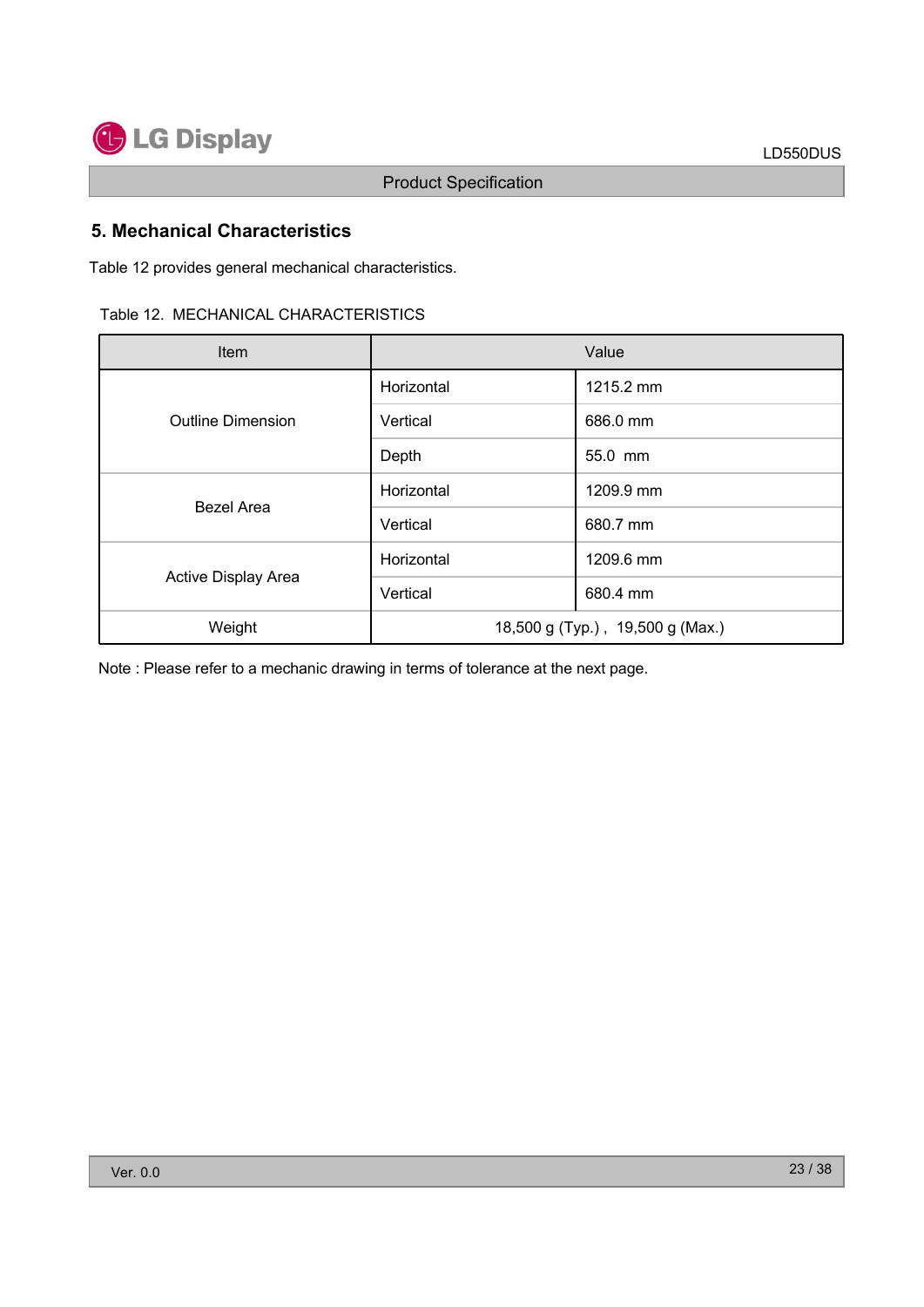## 5. Mechanical Characteristics

Table 12 provides general mechanical characteristics.

Table 12. MECHANICAL CHARACTERISTICS

| Item | Value | |
|---|---|---|
| Outline Dimension | Horizontal | 1215.2 mm |
| | Vertical | 686.0 mm |
| | Depth | 55.0 mm |
| Bezel Area | Horizontal | 1209.9 mm |
| | Vertical | 680.7 mm |
| Active Display Area | Horizontal | 1209.6 mm |
| | Vertical | 680.4 mm |
| Weight | 18,500 g (Typ.) , 19,500 g (Max.) | |

Note : Please refer to a mechanic drawing in terms of tolerance at the next page.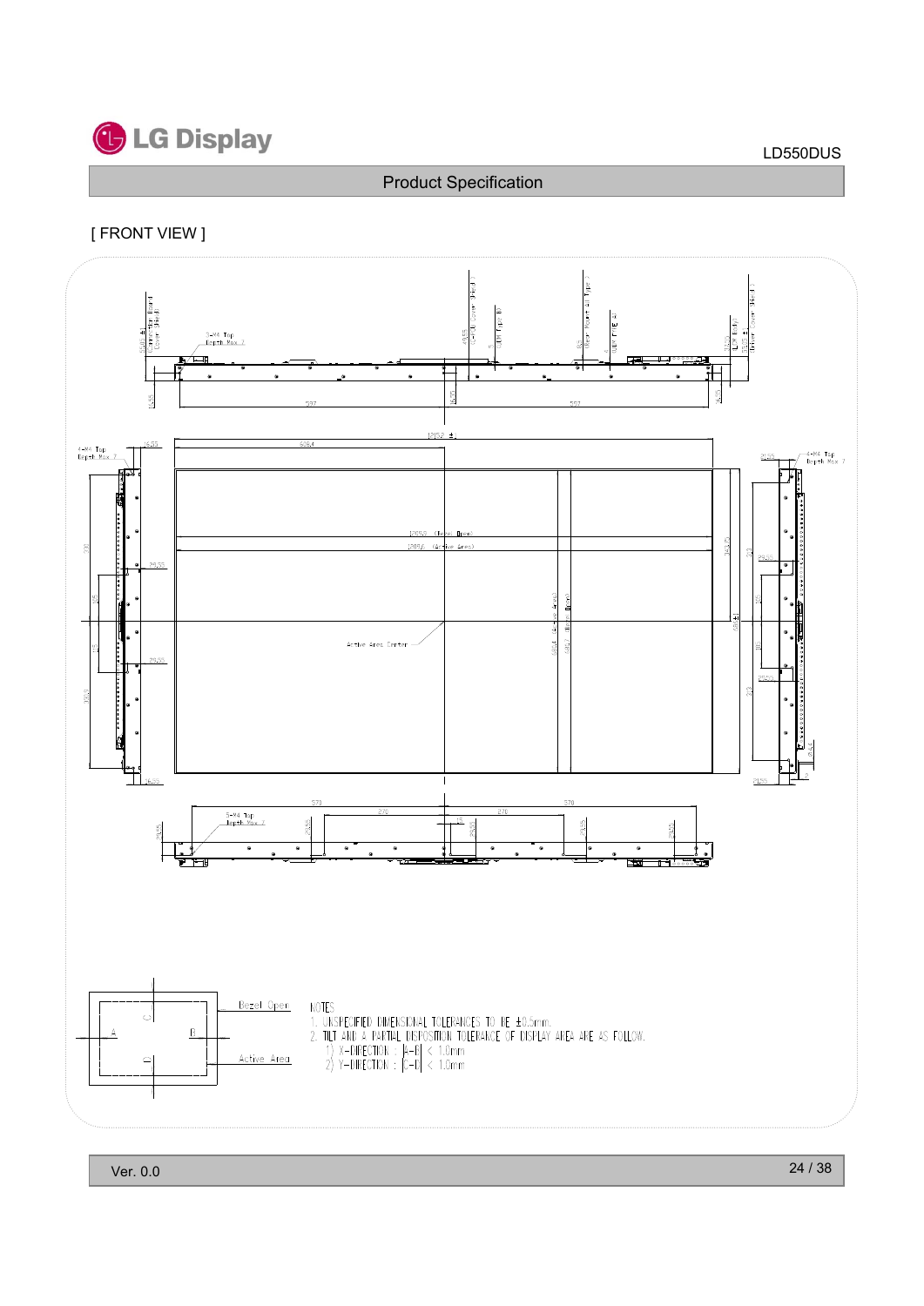[ FRONT VIEW ]

NOTES

1. UNSPECIFIED DIMENSIONAL TOLERANCES TO BE ±0.5mm.
2. TILT AND A PARTIAL DISPOSITION TOLERANCE OF DISPLAY AREA ARE AS FOLLOW.
   1) X-DIRECTION : |A-B| < 1.0mm
   2) Y-DIRECTION : |C-D| < 1.0mm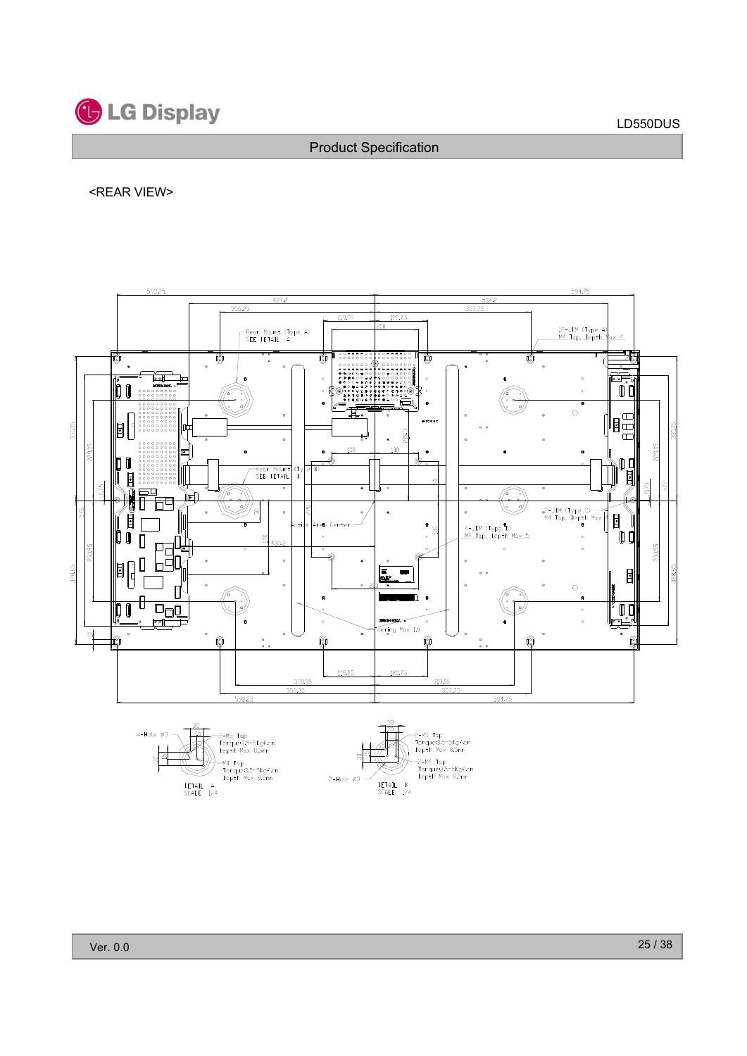<REAR VIEW>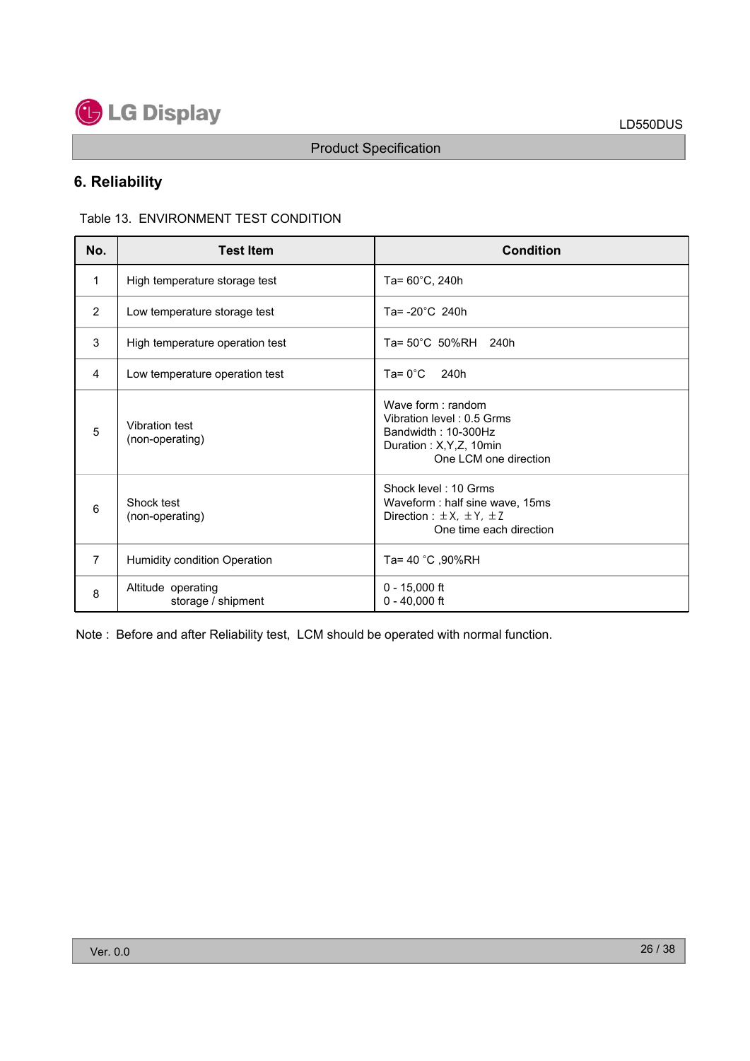## 6. Reliability

Table 13. ENVIRONMENT TEST CONDITION

| No. | Test Item | Condition |
|---|---|---|
| 1 | High temperature storage test | Ta= 60°C, 240h |
| 2 | Low temperature storage test | Ta= -20°C 240h |
| 3 | High temperature operation test | Ta= 50°C 50%RH 240h |
| 4 | Low temperature operation test | Ta= 0°C 240h |
| 5 | Vibration test (non-operating) | Wave form : random<br>Vibration level : 0.5 Grms<br>Bandwidth : 10-300Hz<br>Duration : X,Y,Z, 10min<br>One LCM one direction |
| 6 | Shock test (non-operating) | Shock level : 10 Grms<br>Waveform : half sine wave, 15ms<br>Direction : ±X, ±Y, ±Z<br>One time each direction |
| 7 | Humidity condition Operation | Ta= 40 °C ,90%RH |
| 8 | Altitude operating<br>storage / shipment | 0 - 15,000 ft<br>0 - 40,000 ft |

Note : Before and after Reliability test, LCM should be operated with normal function.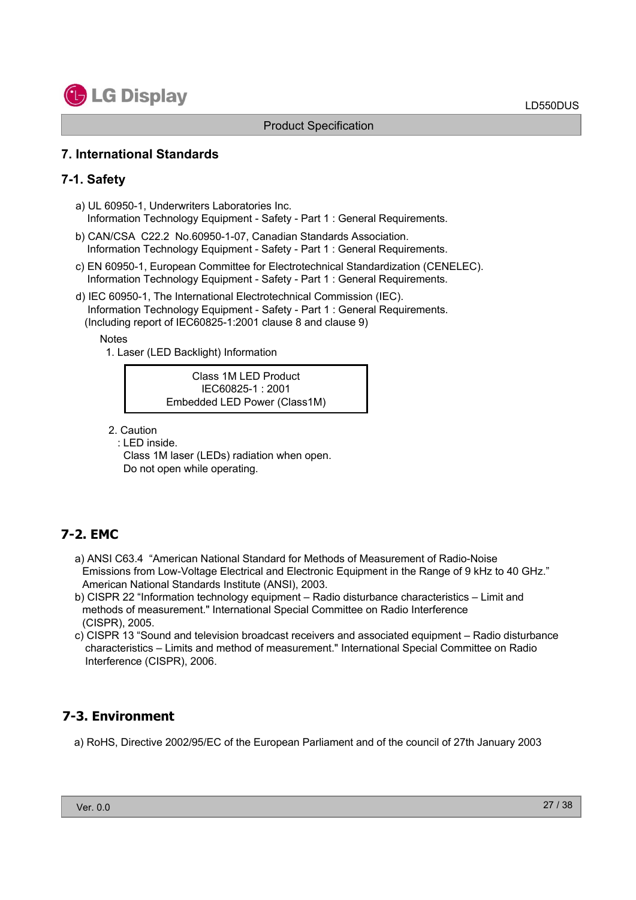## 7. International Standards

### 7-1. Safety

a) UL 60950-1, Underwriters Laboratories Inc.
   Information Technology Equipment - Safety - Part 1 : General Requirements.

b) CAN/CSA C22.2 No.60950-1-07, Canadian Standards Association.
   Information Technology Equipment - Safety - Part 1 : General Requirements.

c) EN 60950-1, European Committee for Electrotechnical Standardization (CENELEC).
   Information Technology Equipment - Safety - Part 1 : General Requirements.

d) IEC 60950-1, The International Electrotechnical Commission (IEC).
   Information Technology Equipment - Safety - Part 1 : General Requirements.
   (Including report of IEC60825-1:2001 clause 8 and clause 9)

Notes

1. Laser (LED Backlight) Information

| Class 1M LED Product<br>IEC60825-1 : 2001<br>Embedded LED Power (Class1M) |
|---|

2. Caution
   : LED inside.
   Class 1M laser (LEDs) radiation when open.
   Do not open while operating.

### 7-2. EMC

a) ANSI C63.4 "American National Standard for Methods of Measurement of Radio-Noise Emissions from Low-Voltage Electrical and Electronic Equipment in the Range of 9 kHz to 40 GHz." American National Standards Institute (ANSI), 2003.

b) CISPR 22 "Information technology equipment – Radio disturbance characteristics – Limit and methods of measurement." International Special Committee on Radio Interference (CISPR), 2005.

c) CISPR 13 "Sound and television broadcast receivers and associated equipment – Radio disturbance characteristics – Limits and method of measurement." International Special Committee on Radio Interference (CISPR), 2006.

### 7-3. Environment

a) RoHS, Directive 2002/95/EC of the European Parliament and of the council of 27th January 2003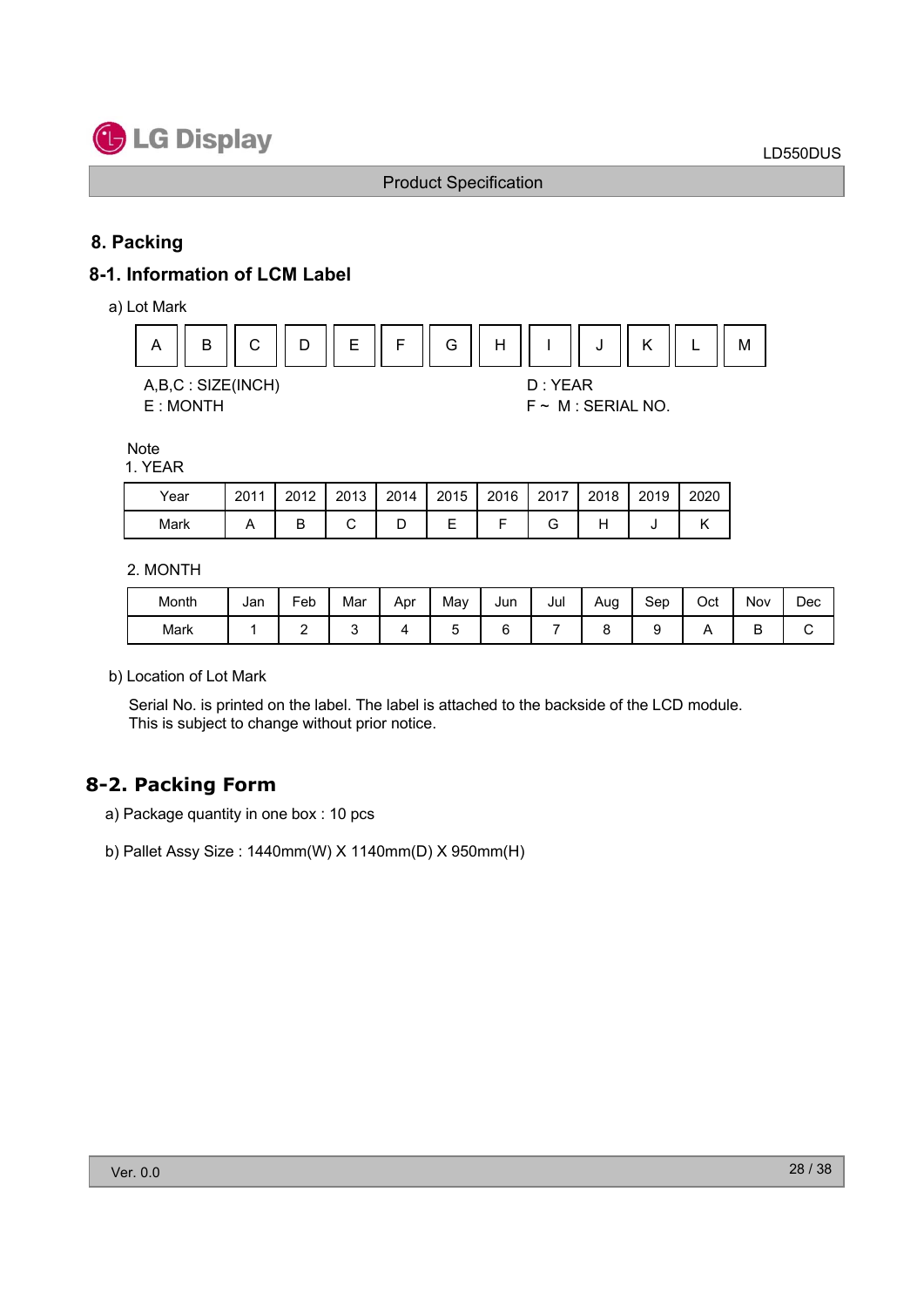## 8. Packing

### 8-1. Information of LCM Label

a) Lot Mark

| A | B | C | D | E | F | G | H | I | J | K | L | M |
|---|---|---|---|---|---|---|---|---|---|---|---|---|

A,B,C : SIZE(INCH)
E : MONTH
D : YEAR
F ~ M : SERIAL NO.

Note
1. YEAR

| Year | 2011 | 2012 | 2013 | 2014 | 2015 | 2016 | 2017 | 2018 | 2019 | 2020 |
|---|---|---|---|---|---|---|---|---|---|---|
| Mark | A | B | C | D | E | F | G | H | J | K |

2. MONTH

| Month | Jan | Feb | Mar | Apr | May | Jun | Jul | Aug | Sep | Oct | Nov | Dec |
|---|---|---|---|---|---|---|---|---|---|---|---|---|
| Mark | 1 | 2 | 3 | 4 | 5 | 6 | 7 | 8 | 9 | A | B | C |

b) Location of Lot Mark

Serial No. is printed on the label. The label is attached to the backside of the LCD module.
This is subject to change without prior notice.

### 8-2. Packing Form

a) Package quantity in one box : 10 pcs

b) Pallet Assy Size : 1440mm(W) X 1140mm(D) X 950mm(H)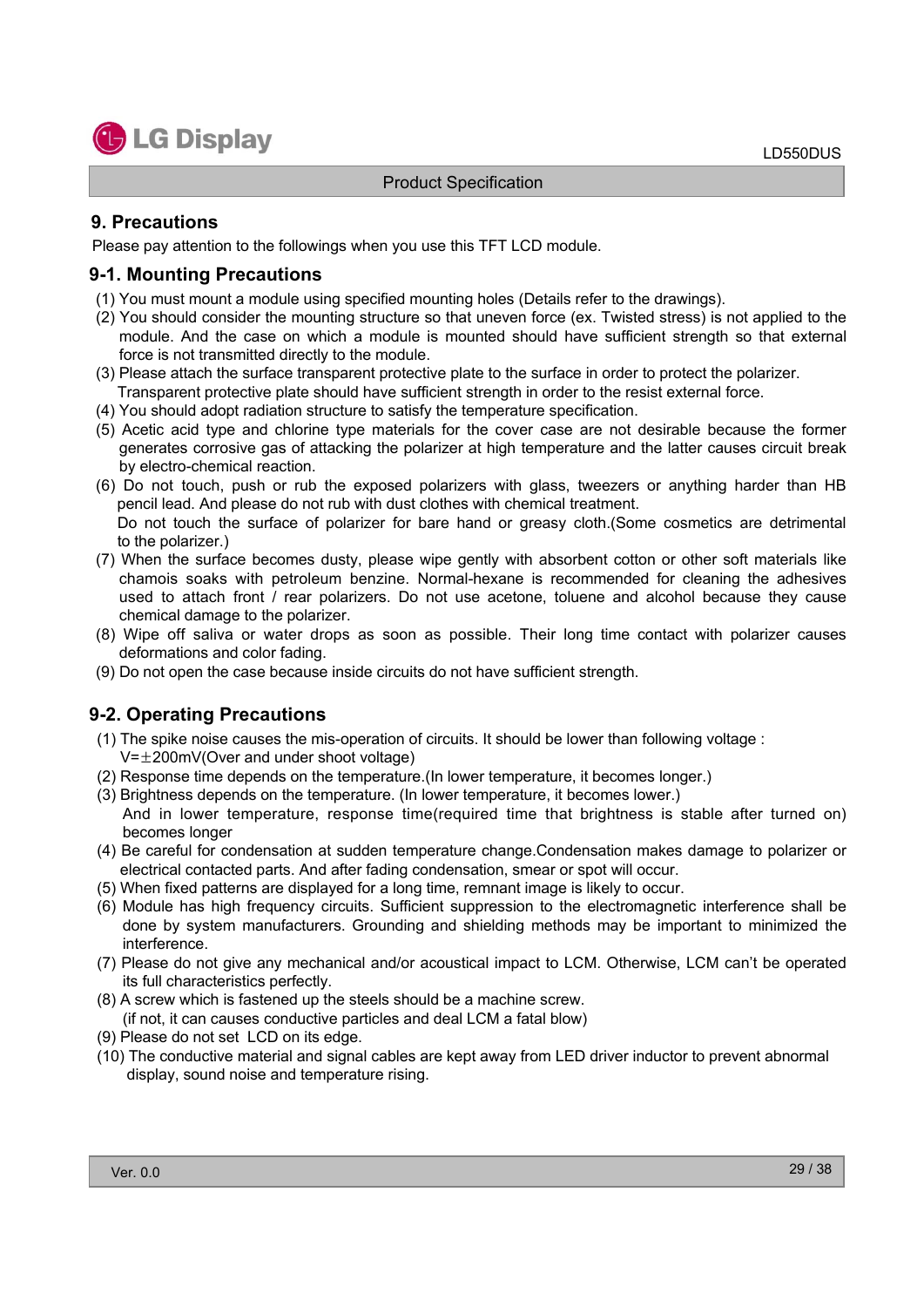## 9. Precautions

Please pay attention to the followings when you use this TFT LCD module.

### 9-1. Mounting Precautions

(1) You must mount a module using specified mounting holes (Details refer to the drawings).
(2) You should consider the mounting structure so that uneven force (ex. Twisted stress) is not applied to the module. And the case on which a module is mounted should have sufficient strength so that external force is not transmitted directly to the module.
(3) Please attach the surface transparent protective plate to the surface in order to protect the polarizer. Transparent protective plate should have sufficient strength in order to the resist external force.
(4) You should adopt radiation structure to satisfy the temperature specification.
(5) Acetic acid type and chlorine type materials for the cover case are not desirable because the former generates corrosive gas of attacking the polarizer at high temperature and the latter causes circuit break by electro-chemical reaction.
(6) Do not touch, push or rub the exposed polarizers with glass, tweezers or anything harder than HB pencil lead. And please do not rub with dust clothes with chemical treatment.
Do not touch the surface of polarizer for bare hand or greasy cloth.(Some cosmetics are detrimental to the polarizer.)
(7) When the surface becomes dusty, please wipe gently with absorbent cotton or other soft materials like chamois soaks with petroleum benzine. Normal-hexane is recommended for cleaning the adhesives used to attach front / rear polarizers. Do not use acetone, toluene and alcohol because they cause chemical damage to the polarizer.
(8) Wipe off saliva or water drops as soon as possible. Their long time contact with polarizer causes deformations and color fading.
(9) Do not open the case because inside circuits do not have sufficient strength.

### 9-2. Operating Precautions

(1) The spike noise causes the mis-operation of circuits. It should be lower than following voltage :
V=±200mV(Over and under shoot voltage)
(2) Response time depends on the temperature.(In lower temperature, it becomes longer.)
(3) Brightness depends on the temperature. (In lower temperature, it becomes lower.)
And in lower temperature, response time(required time that brightness is stable after turned on) becomes longer
(4) Be careful for condensation at sudden temperature change.Condensation makes damage to polarizer or electrical contacted parts. And after fading condensation, smear or spot will occur.
(5) When fixed patterns are displayed for a long time, remnant image is likely to occur.
(6) Module has high frequency circuits. Sufficient suppression to the electromagnetic interference shall be done by system manufacturers. Grounding and shielding methods may be important to minimized the interference.
(7) Please do not give any mechanical and/or acoustical impact to LCM. Otherwise, LCM can't be operated its full characteristics perfectly.
(8) A screw which is fastened up the steels should be a machine screw.
(if not, it can causes conductive particles and deal LCM a fatal blow)
(9) Please do not set LCD on its edge.
(10) The conductive material and signal cables are kept away from LED driver inductor to prevent abnormal display, sound noise and temperature rising.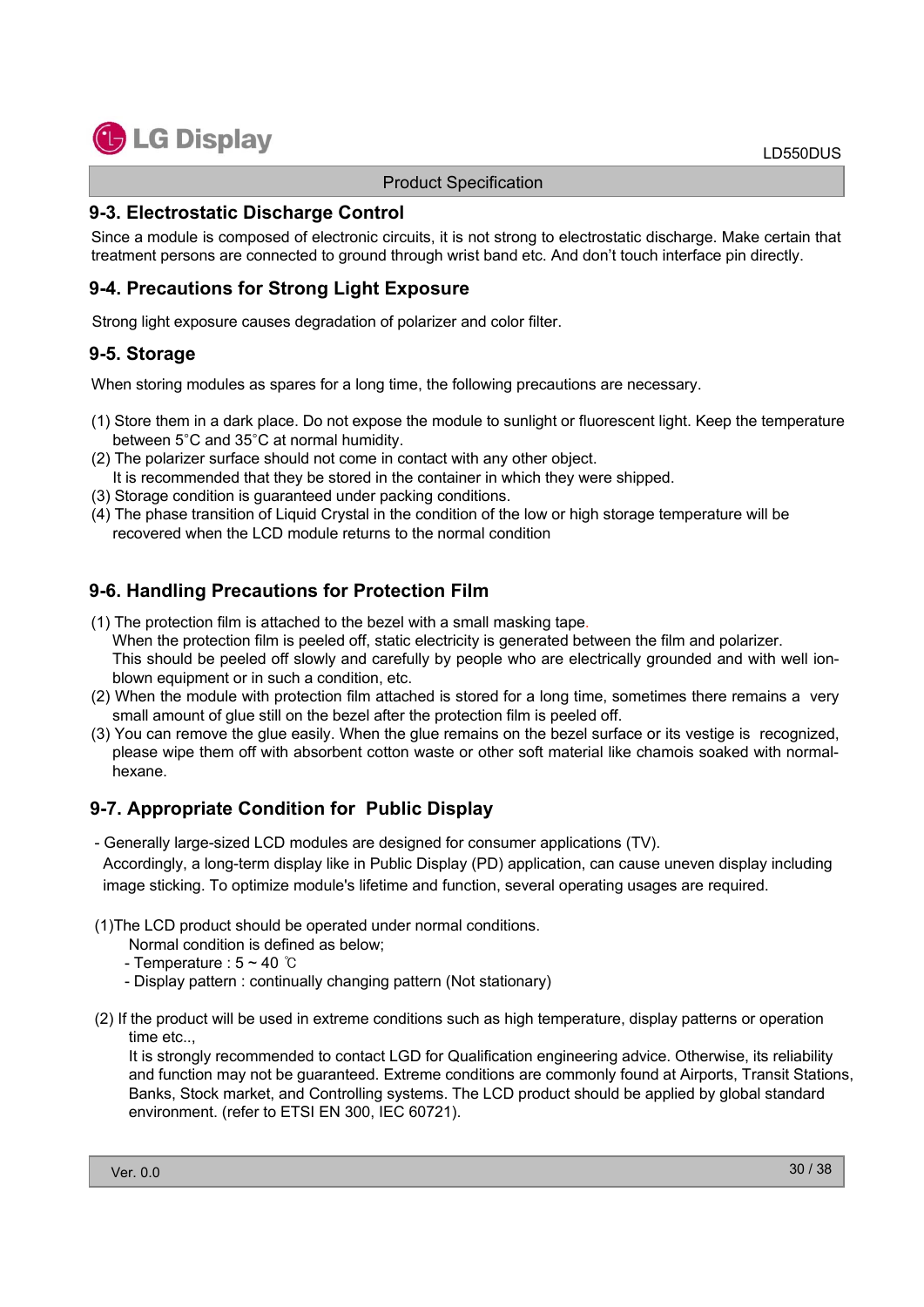## 9-3. Electrostatic Discharge Control

Since a module is composed of electronic circuits, it is not strong to electrostatic discharge. Make certain that treatment persons are connected to ground through wrist band etc. And don't touch interface pin directly.

## 9-4. Precautions for Strong Light Exposure

Strong light exposure causes degradation of polarizer and color filter.

## 9-5. Storage

When storing modules as spares for a long time, the following precautions are necessary.

(1) Store them in a dark place. Do not expose the module to sunlight or fluorescent light. Keep the temperature between 5°C and 35°C at normal humidity.
(2) The polarizer surface should not come in contact with any other object. It is recommended that they be stored in the container in which they were shipped.
(3) Storage condition is guaranteed under packing conditions.
(4) The phase transition of Liquid Crystal in the condition of the low or high storage temperature will be recovered when the LCD module returns to the normal condition

## 9-6. Handling Precautions for Protection Film

(1) The protection film is attached to the bezel with a small masking tape. When the protection film is peeled off, static electricity is generated between the film and polarizer. This should be peeled off slowly and carefully by people who are electrically grounded and with well ion-blown equipment or in such a condition, etc.
(2) When the module with protection film attached is stored for a long time, sometimes there remains a very small amount of glue still on the bezel after the protection film is peeled off.
(3) You can remove the glue easily. When the glue remains on the bezel surface or its vestige is recognized, please wipe them off with absorbent cotton waste or other soft material like chamois soaked with normal-hexane.

## 9-7. Appropriate Condition for Public Display

- Generally large-sized LCD modules are designed for consumer applications (TV). Accordingly, a long-term display like in Public Display (PD) application, can cause uneven display including image sticking. To optimize module's lifetime and function, several operating usages are required.

(1)The LCD product should be operated under normal conditions.
Normal condition is defined as below;
- Temperature : 5 ~ 40 ℃
- Display pattern : continually changing pattern (Not stationary)

(2) If the product will be used in extreme conditions such as high temperature, display patterns or operation time etc..,
It is strongly recommended to contact LGD for Qualification engineering advice. Otherwise, its reliability and function may not be guaranteed. Extreme conditions are commonly found at Airports, Transit Stations, Banks, Stock market, and Controlling systems. The LCD product should be applied by global standard environment. (refer to ETSI EN 300, IEC 60721).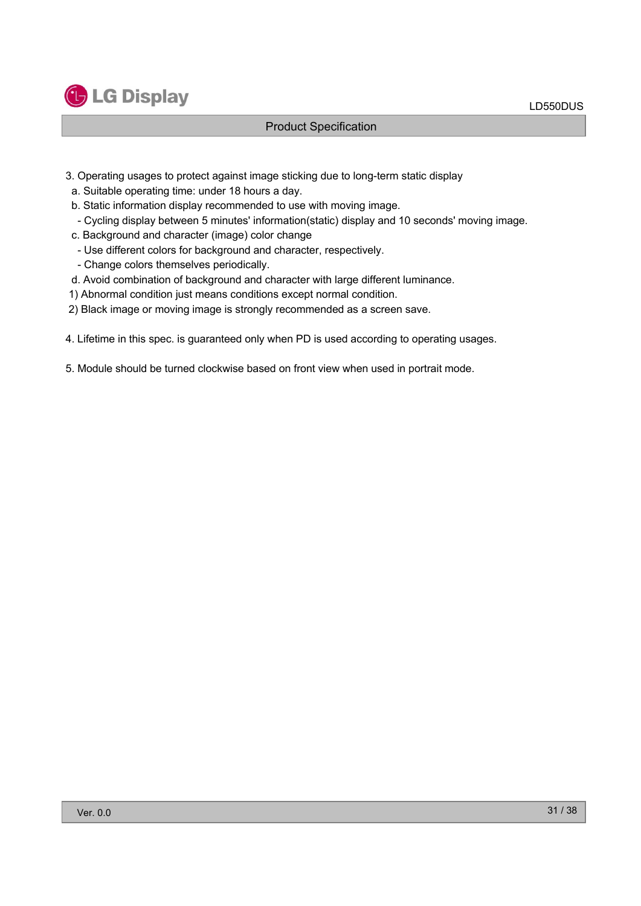3. Operating usages to protect against image sticking due to long-term static display
   a. Suitable operating time: under 18 hours a day.
   b. Static information display recommended to use with moving image.
      - Cycling display between 5 minutes' information(static) display and 10 seconds' moving image.
   c. Background and character (image) color change
      - Use different colors for background and character, respectively.
      - Change colors themselves periodically.
   d. Avoid combination of background and character with large different luminance.

   1) Abnormal condition just means conditions except normal condition.
   2) Black image or moving image is strongly recommended as a screen save.

4. Lifetime in this spec. is guaranteed only when PD is used according to operating usages.

5. Module should be turned clockwise based on front view when used in portrait mode.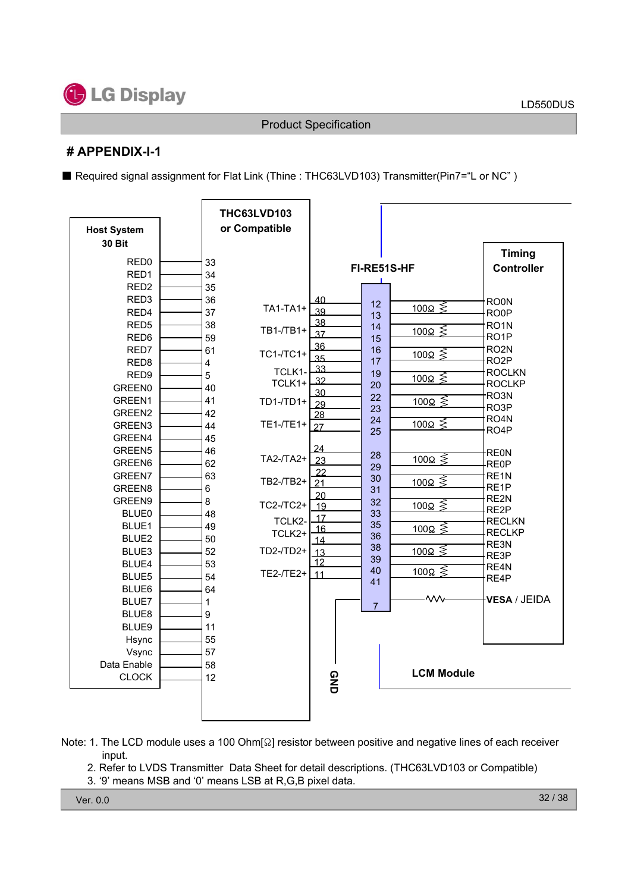# APPENDIX-I-1

■ Required signal assignment for Flat Link (Thine : THC63LVD103) Transmitter(Pin7="L or NC" )

| Host System 30 Bit | THC63LVD103 or Compatible Pin |
|---|---|
| RED0 | 33 |
| RED1 | 34 |
| RED2 | 35 |
| RED3 | 36 |
| RED4 | 37 |
| RED5 | 38 |
| RED6 | 59 |
| RED7 | 61 |
| RED8 | 4 |
| RED9 | 5 |
| GREEN0 | 40 |
| GREEN1 | 41 |
| GREEN2 | 42 |
| GREEN3 | 44 |
| GREEN4 | 45 |
| GREEN5 | 46 |
| GREEN6 | 62 |
| GREEN7 | 63 |
| GREEN8 | 6 |
| GREEN9 | 8 |
| BLUE0 | 48 |
| BLUE1 | 49 |
| BLUE2 | 50 |
| BLUE3 | 52 |
| BLUE4 | 53 |
| BLUE5 | 54 |
| BLUE6 | 64 |
| BLUE7 | 1 |
| BLUE8 | 9 |
| BLUE9 | 11 |
| Hsync | 55 |
| Vsync | 57 |
| Data Enable | 58 |
| CLOCK | 12 |

| THC63LVD103 Output | Transmitter Pin | FI-RE51S-HF Pin (LCM Module) | Termination | Timing Controller |
|---|---|---|---|---|
| TA1-/TA1+ | 40 / 39 | 12 / 13 | 100Ω | RO0N / RO0P |
| TB1-/TB1+ | 38 / 37 | 14 / 15 | 100Ω | RO1N / RO1P |
| TC1-/TC1+ | 36 / 35 | 16 / 17 | 100Ω | RO2N / RO2P |
| TCLK1- / TCLK1+ | 33 / 32 | 19 / 20 | 100Ω | ROCLKN / ROCLKP |
| TD1-/TD1+ | 30 / 29 | 22 / 23 | 100Ω | RO3N / RO3P |
| TE1-/TE1+ | 28 / 27 | 24 / 25 | 100Ω | RO4N / RO4P |
| TA2-/TA2+ | 24 / 23 | 28 / 29 | 100Ω | RE0N / RE0P |
| TB2-/TB2+ | 22 / 21 | 30 / 31 | 100Ω | RE1N / RE1P |
| TC2-/TC2+ | 20 / 19 | 32 / 33 | 100Ω | RE2N / RE2P |
| TCLK2- / TCLK2+ | 17 / 16 | 35 / 36 | 100Ω | RECLKN / RECLKP |
| TD2-/TD2+ | 14 / 13 | 38 / 39 | 100Ω | RE3N / RE3P |
| TE2-/TE2+ | 12 / 11 | 40 / 41 | 100Ω | RE4N / RE4P |
| GND | | 7 | resistor | VESA / JEIDA |

Note: 1. The LCD module uses a 100 Ohm[Ω] resistor between positive and negative lines of each receiver input.
2. Refer to LVDS Transmitter Data Sheet for detail descriptions. (THC63LVD103 or Compatible)
3. '9' means MSB and '0' means LSB at R,G,B pixel data.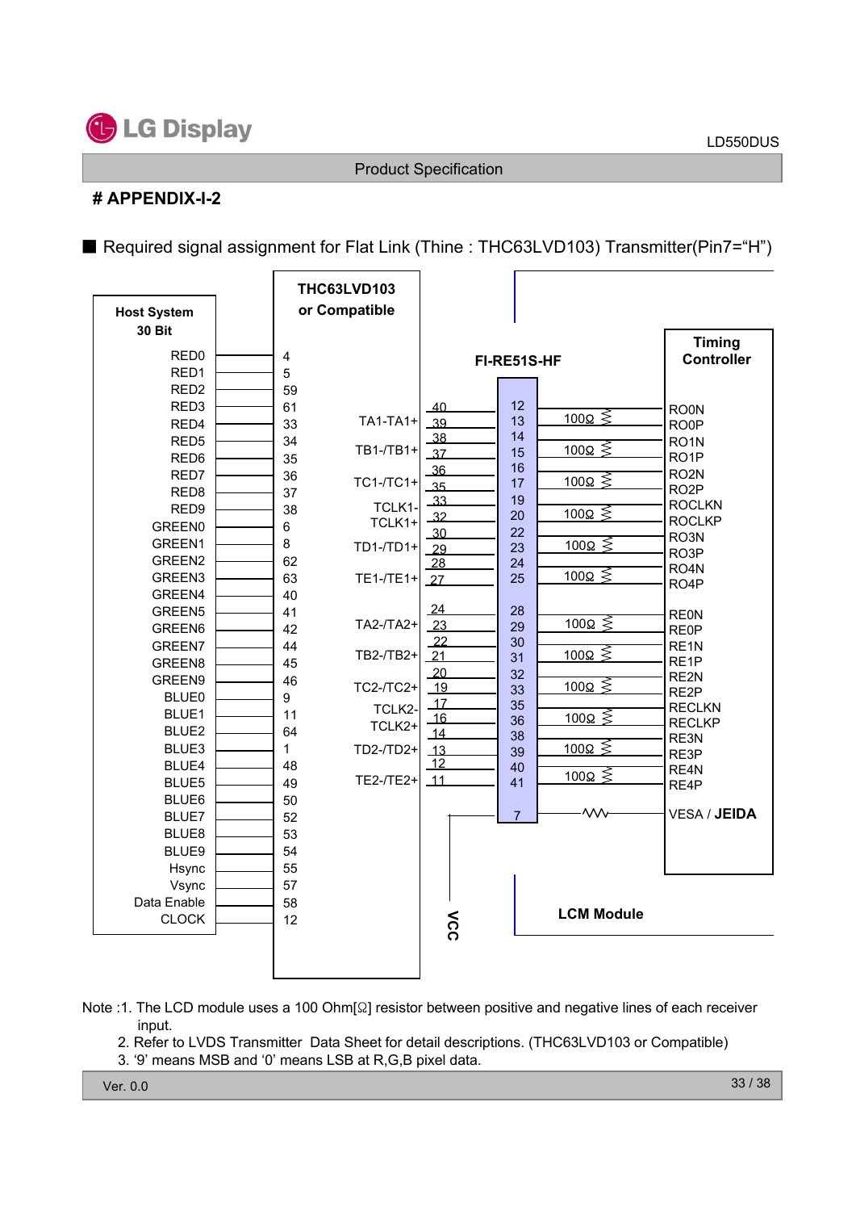# APPENDIX-I-2

■ Required signal assignment for Flat Link (Thine : THC63LVD103) Transmitter(Pin7="H")

**Host System 30 Bit** → **THC63LVD103 or Compatible**

| Host System 30 Bit | THC63LVD103 Pin |
|---|---|
| RED0 | 4 |
| RED1 | 5 |
| RED2 | 59 |
| RED3 | 61 |
| RED4 | 33 |
| RED5 | 34 |
| RED6 | 35 |
| RED7 | 36 |
| RED8 | 37 |
| RED9 | 38 |
| GREEN0 | 6 |
| GREEN1 | 8 |
| GREEN2 | 62 |
| GREEN3 | 63 |
| GREEN4 | 40 |
| GREEN5 | 41 |
| GREEN6 | 42 |
| GREEN7 | 44 |
| GREEN8 | 45 |
| GREEN9 | 46 |
| BLUE0 | 9 |
| BLUE1 | 11 |
| BLUE2 | 64 |
| BLUE3 | 1 |
| BLUE4 | 48 |
| BLUE5 | 49 |
| BLUE6 | 50 |
| BLUE7 | 52 |
| BLUE8 | 53 |
| BLUE9 | 54 |
| Hsync | 55 |
| Vsync | 57 |
| Data Enable | 58 |
| CLOCK | 12 |

**THC63LVD103 or Compatible** → **FI-RE51S-HF** → **Timing Controller** (LCM Module)

| Transmitter Signal | Transmitter Pin | FI-RE51S-HF Pin | Termination | Timing Controller |
|---|---|---|---|---|
| TA1-/TA1+ | 40 / 39 | 12 / 13 | 100Ω | RO0N / RO0P |
| TB1-/TB1+ | 38 / 37 | 14 / 15 | 100Ω | RO1N / RO1P |
| TC1-/TC1+ | 36 / 35 | 16 / 17 | 100Ω | RO2N / RO2P |
| TCLK1- / TCLK1+ | 33 / 32 | 19 / 20 | 100Ω | ROCLKN / ROCLKP |
| TD1-/TD1+ | 30 / 29 | 22 / 23 | 100Ω | RO3N / RO3P |
| TE1-/TE1+ | 28 / 27 | 24 / 25 | 100Ω | RO4N / RO4P |
| TA2-/TA2+ | 24 / 23 | 28 / 29 | 100Ω | RE0N / RE0P |
| TB2-/TB2+ | 22 / 21 | 30 / 31 | 100Ω | RE1N / RE1P |
| TC2-/TC2+ | 20 / 19 | 32 / 33 | 100Ω | RE2N / RE2P |
| TCLK2- / TCLK2+ | 17 / 16 | 35 / 36 | 100Ω | RECLKN / RECLKP |
| TD2-/TD2+ | 14 / 13 | 38 / 39 | 100Ω | RE3N / RE3P |
| TE2-/TE2+ | 12 / 11 | 40 / 41 | 100Ω | RE4N / RE4P |
| VCC | | 7 | resistor | VESA / **JEIDA** |

Note :1. The LCD module uses a 100 Ohm[Ω] resistor between positive and negative lines of each receiver input.

2. Refer to LVDS Transmitter Data Sheet for detail descriptions. (THC63LVD103 or Compatible)

3. '9' means MSB and '0' means LSB at R,G,B pixel data.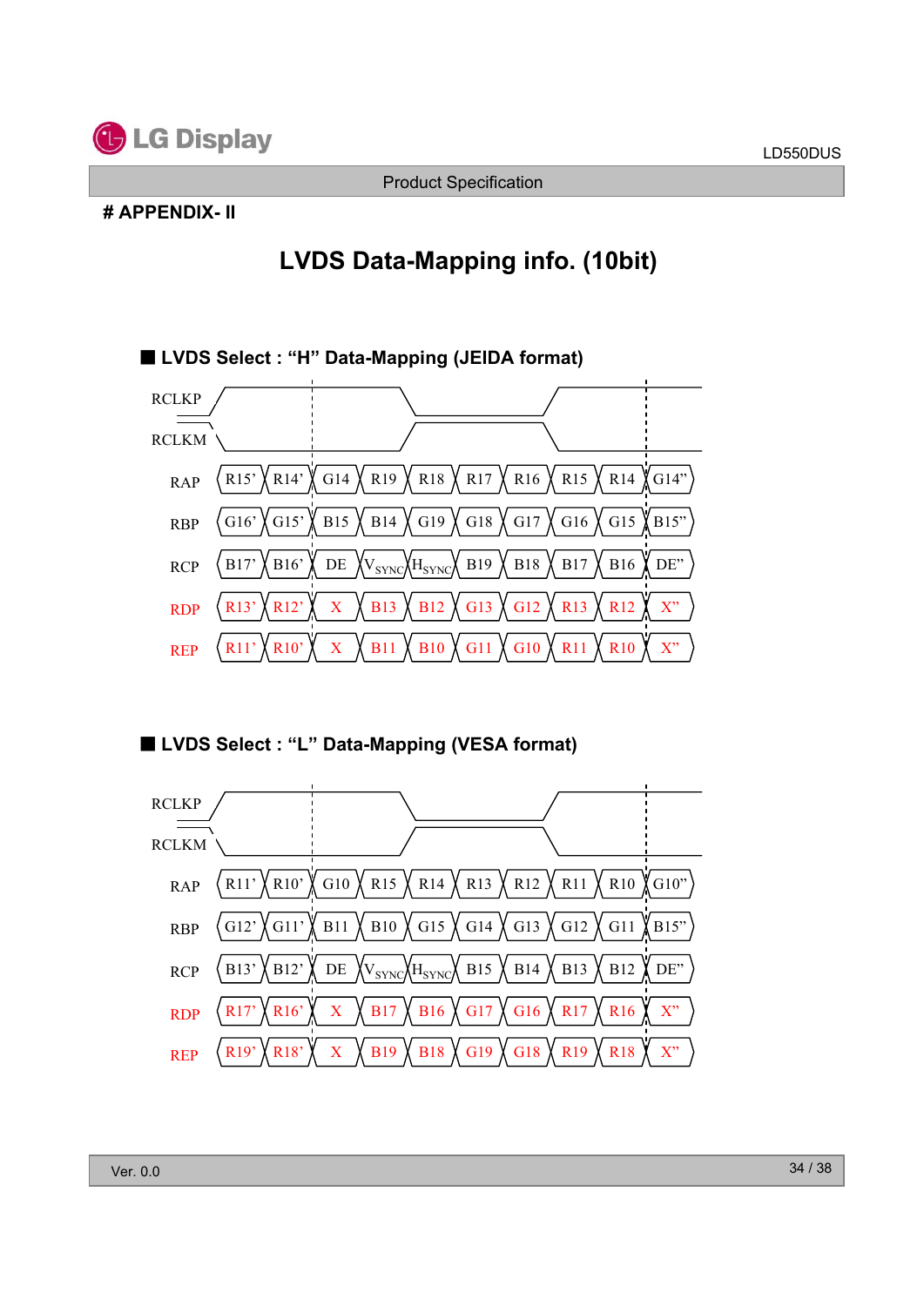# APPENDIX- II

## LVDS Data-Mapping info. (10bit)

### ■ LVDS Select : "H" Data-Mapping (JEIDA format)

| Signal | | | | | | | | | | |
|---|---|---|---|---|---|---|---|---|---|---|
| RCLKP | | | | | | | | | | |
| RCLKM | | | | | | | | | | |
| RAP | R15' | R14' | G14 | R19 | R18 | R17 | R16 | R15 | R14 | G14" |
| RBP | G16' | G15' | B15 | B14 | G19 | G18 | G17 | G16 | G15 | B15" |
| RCP | B17' | B16' | DE | $V_{SYNC}$ | $H_{SYNC}$ | B19 | B18 | B17 | B16 | DE" |
| RDP | R13' | R12' | X | B13 | B12 | G13 | G12 | R13 | R12 | X" |
| REP | R11' | R10' | X | B11 | B10 | G11 | G10 | R11 | R10 | X" |

### ■ LVDS Select : "L" Data-Mapping (VESA format)

| Signal | | | | | | | | | | |
|---|---|---|---|---|---|---|---|---|---|---|
| RCLKP | | | | | | | | | | |
| RCLKM | | | | | | | | | | |
| RAP | R11' | R10' | G10 | R15 | R14 | R13 | R12 | R11 | R10 | G10" |
| RBP | G12' | G11' | B11 | B10 | G15 | G14 | G13 | G12 | G11 | B15" |
| RCP | B13' | B12' | DE | $V_{SYNC}$ | $H_{SYNC}$ | B15 | B14 | B13 | B12 | DE" |
| RDP | R17' | R16' | X | B17 | B16 | G17 | G16 | R17 | R16 | X" |
| REP | R19' | R18' | X | B19 | B18 | G19 | G18 | R19 | R18 | X" |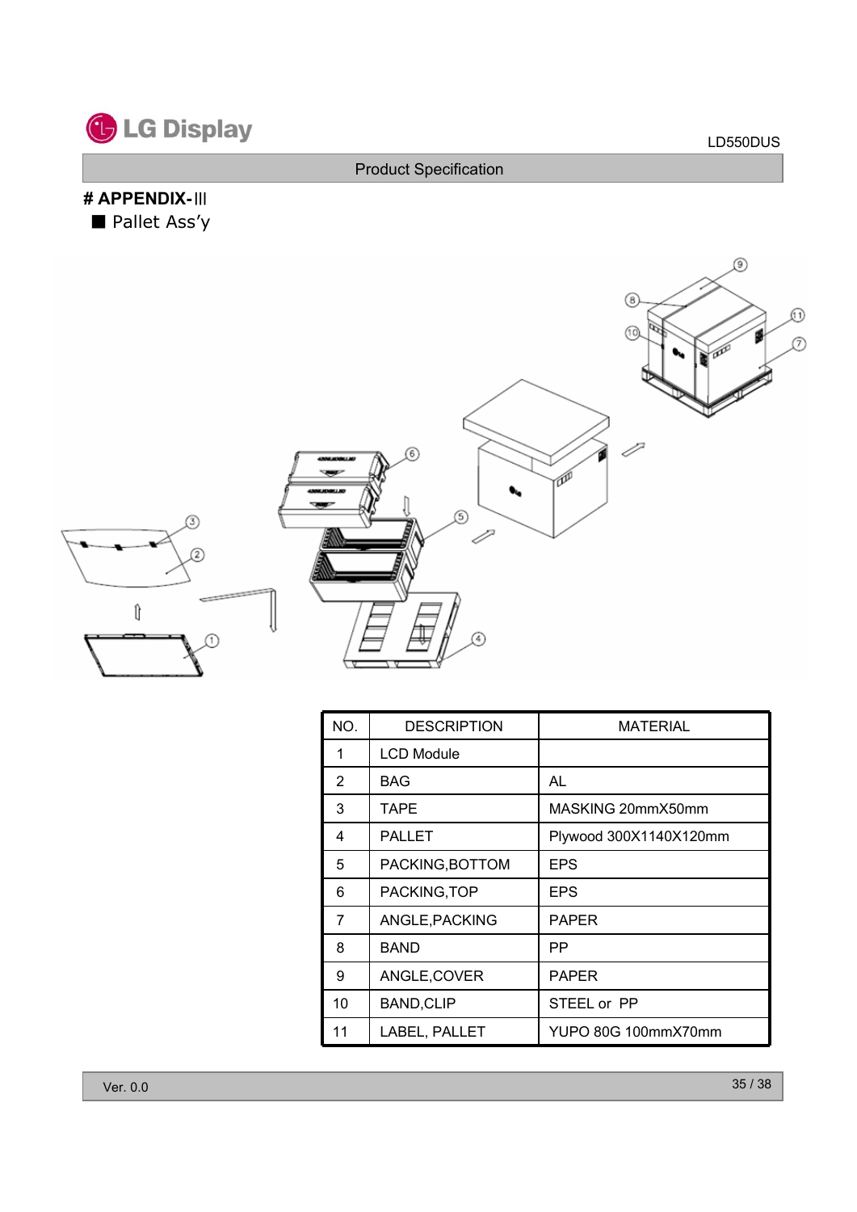# # APPENDIX-III

■ Pallet Ass'y

| NO. | DESCRIPTION | MATERIAL |
|---|---|---|
| 1 | LCD Module | |
| 2 | BAG | AL |
| 3 | TAPE | MASKING 20mmX50mm |
| 4 | PALLET | Plywood 300X1140X120mm |
| 5 | PACKING,BOTTOM | EPS |
| 6 | PACKING,TOP | EPS |
| 7 | ANGLE,PACKING | PAPER |
| 8 | BAND | PP |
| 9 | ANGLE,COVER | PAPER |
| 10 | BAND,CLIP | STEEL or PP |
| 11 | LABEL, PALLET | YUPO 80G 100mmX70mm |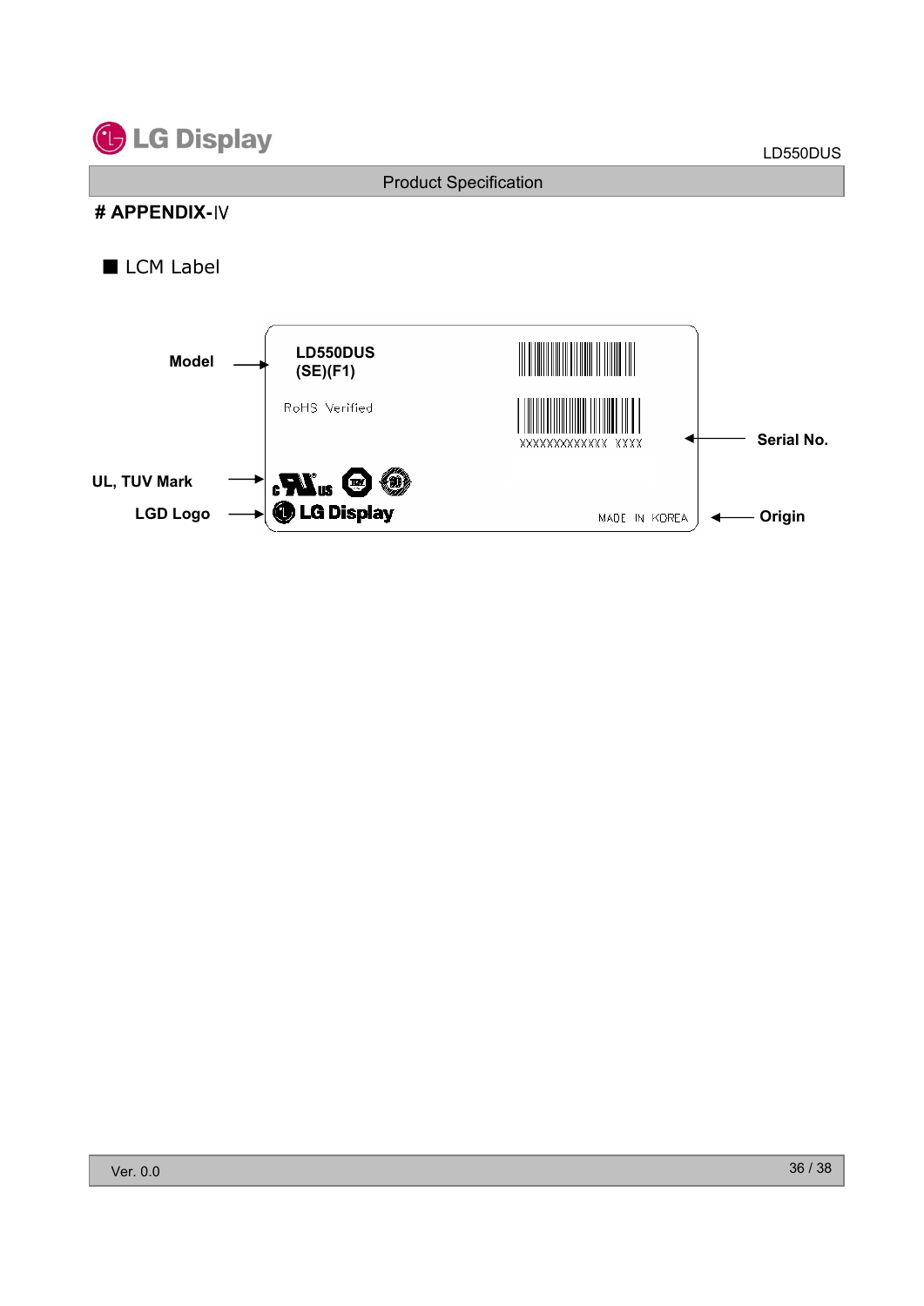# # APPENDIX-Ⅳ

■ LCM Label

Model → LD550DUS (SE)(F1)

RoHS Verified

XXXXXXXXXXXXX XXXX ← Serial No.

UL, TUV Mark →

LGD Logo → LG Display

MADE IN KOREA ← Origin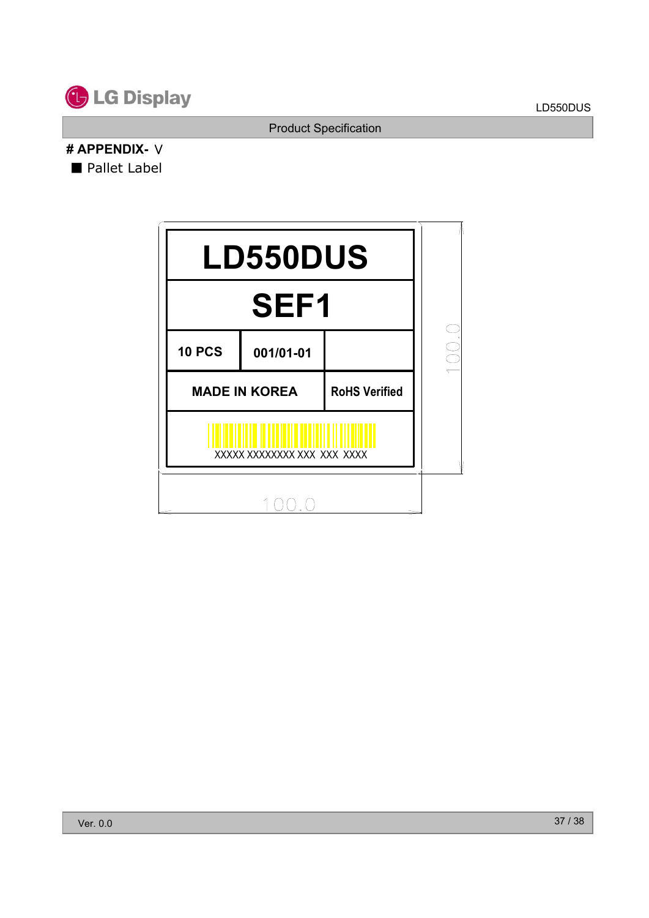# # APPENDIX- Ⅴ

■ Pallet Label

| LD550DUS | | |
|---|---|---|
| SEF1 | | |
| 10 PCS | 001/01-01 | |
| MADE IN KOREA | | RoHS Verified |
| XXXXX XXXXXXXX XXX XXX XXXX | | |

100.0

100.0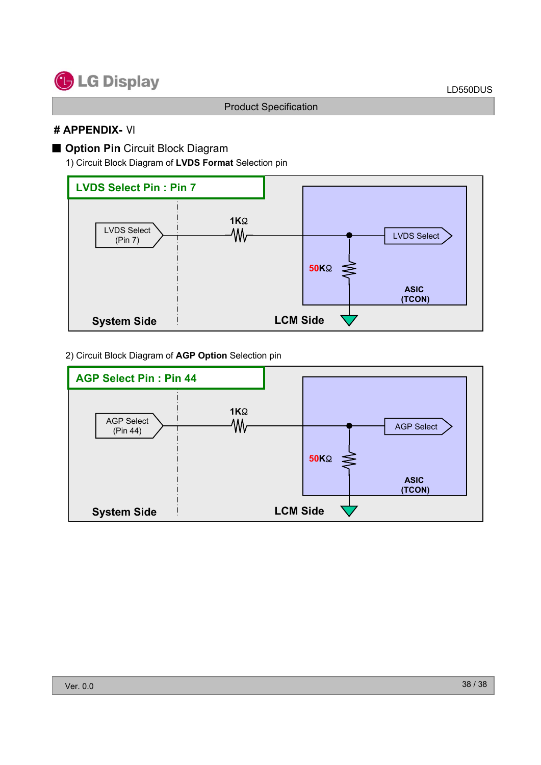# # APPENDIX- Ⅵ

## ■ **Option Pin** Circuit Block Diagram

1) Circuit Block Diagram of **LVDS Format** Selection pin

**LVDS Select Pin : Pin 7**

LVDS Select (Pin 7)

1KΩ

50KΩ

LVDS Select

ASIC (TCON)

**System Side**

**LCM Side**

2) Circuit Block Diagram of **AGP Option** Selection pin

**AGP Select Pin : Pin 44**

AGP Select (Pin 44)

1KΩ

50KΩ

AGP Select

ASIC (TCON)

**System Side**

**LCM Side**